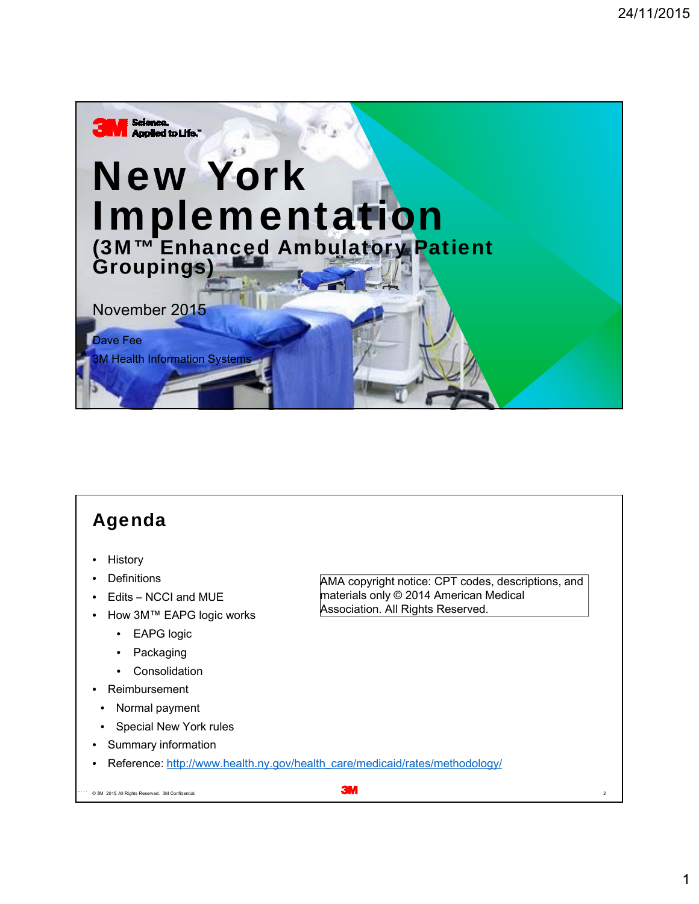3M Science. Applied to Life.™

# New York Implementation

## (3M™ Enhanced Ambulatory Patient Groupings)

November 2015

Dave Fee

3M Health Information Systems

## Agenda

- History
- Definitions
- Edits – NCCI and MUE
- How 3M™ EAPG logic works
  - EAPG logic
  - Packaging
  - Consolidation
- Reimbursement
  - Normal payment
  - Special New York rules
- Summary information
- Reference: http://www.health.ny.gov/health_care/medicaid/rates/methodology/

AMA copyright notice: CPT codes, descriptions, and materials only © 2014 American Medical Association. All Rights Reserved.

© 3M 2015. All Rights Reserved. 3M Confidential.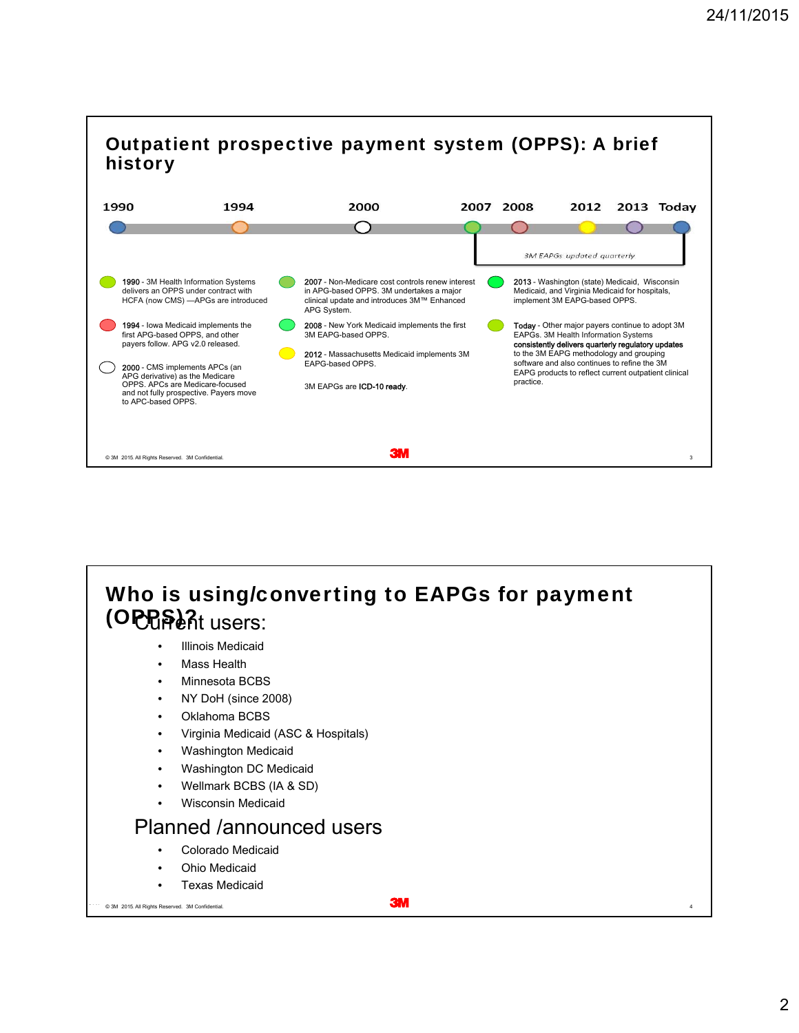## Outpatient prospective payment system (OPPS): A brief history

1990 | 1994 | 2000 | 2007 | 2008 | 2012 | 2013 | Today

*3M EAPGs updated quarterly*

**1990** - 3M Health Information Systems delivers an OPPS under contract with HCFA (now CMS) —APGs are introduced

**1994** - Iowa Medicaid implements the first APG-based OPPS, and other payers follow. APG v2.0 released.

**2000** - CMS implements APCs (an APG derivative) as the Medicare OPPS. APCs are Medicare-focused and not fully prospective. Payers move to APC-based OPPS.

**2007** - Non-Medicare cost controls renew interest in APG-based OPPS. 3M undertakes a major clinical update and introduces 3M™ Enhanced APG System.

**2008** - New York Medicaid implements the first 3M EAPG-based OPPS.

**2012** - Massachusetts Medicaid implements 3M EAPG-based OPPS.

3M EAPGs are **ICD-10 ready**.

**2013** - Washington (state) Medicaid, Wisconsin Medicaid, and Virginia Medicaid for hospitals, implement 3M EAPG-based OPPS.

**Today** - Other major payers continue to adopt 3M EAPGs. 3M Health Information Systems **consistently delivers quarterly regulatory updates** to the 3M EAPG methodology and grouping software and also continues to refine the 3M EAPG products to reflect current outpatient clinical practice.

© 3M 2015. All Rights Reserved. 3M Confidential.

## Who is using/converting to EAPGs for payment (OPPS)?

### Current users:

- Illinois Medicaid
- Mass Health
- Minnesota BCBS
- NY DoH (since 2008)
- Oklahoma BCBS
- Virginia Medicaid (ASC & Hospitals)
- Washington Medicaid
- Washington DC Medicaid
- Wellmark BCBS (IA & SD)
- Wisconsin Medicaid

### Planned /announced users

- Colorado Medicaid
- Ohio Medicaid
- Texas Medicaid

© 3M 2015. All Rights Reserved. 3M Confidential.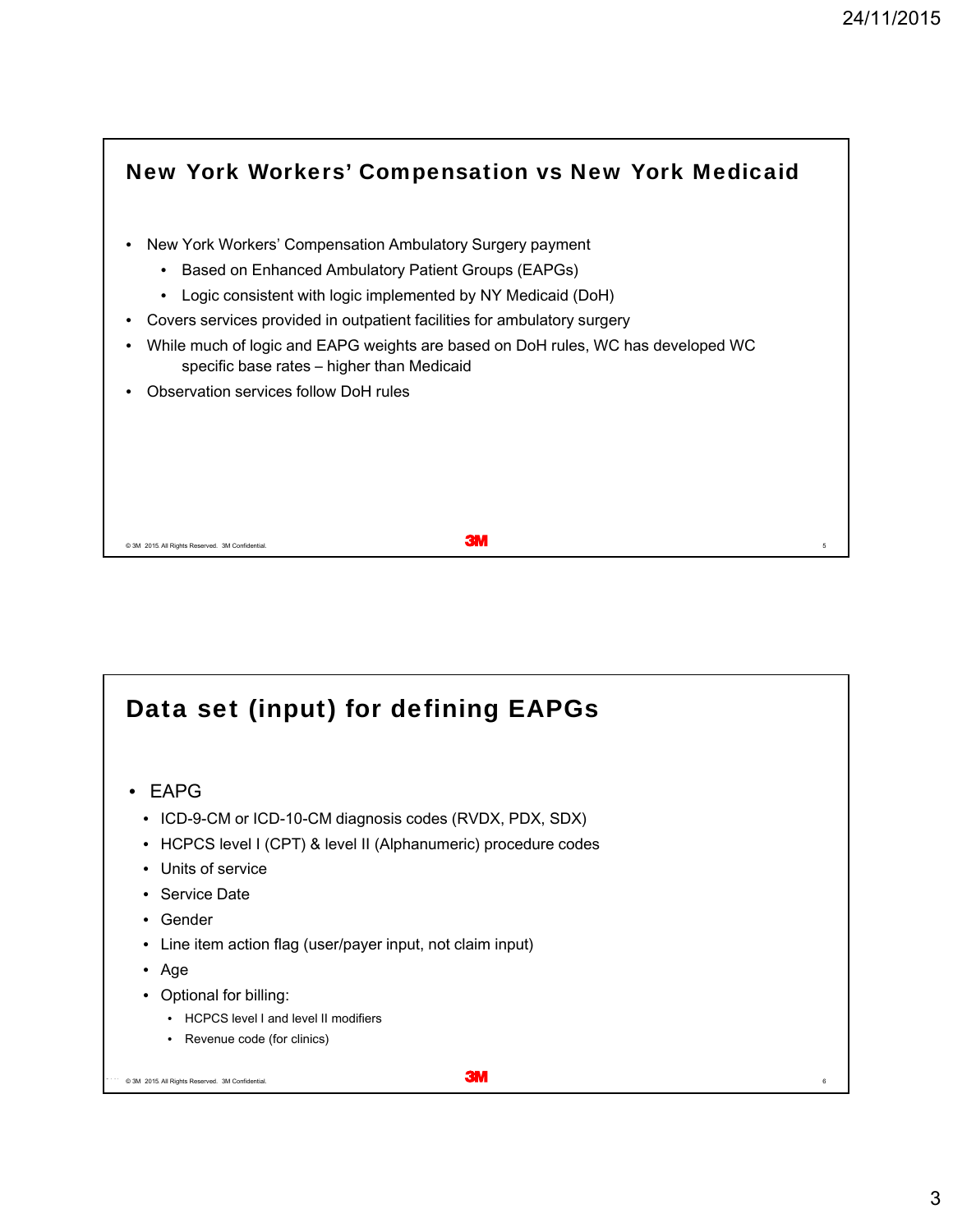## New York Workers' Compensation vs New York Medicaid

- New York Workers' Compensation Ambulatory Surgery payment
  - Based on Enhanced Ambulatory Patient Groups (EAPGs)
  - Logic consistent with logic implemented by NY Medicaid (DoH)
- Covers services provided in outpatient facilities for ambulatory surgery
- While much of logic and EAPG weights are based on DoH rules, WC has developed WC specific base rates – higher than Medicaid
- Observation services follow DoH rules

© 3M 2015. All Rights Reserved. 3M Confidential.

## Data set (input) for defining EAPGs

- EAPG
  - ICD-9-CM or ICD-10-CM diagnosis codes (RVDX, PDX, SDX)
  - HCPCS level I (CPT) & level II (Alphanumeric) procedure codes
  - Units of service
  - Service Date
  - Gender
  - Line item action flag (user/payer input, not claim input)
  - Age
  - Optional for billing:
    - HCPCS level I and level II modifiers
    - Revenue code (for clinics)

© 3M 2015. All Rights Reserved. 3M Confidential.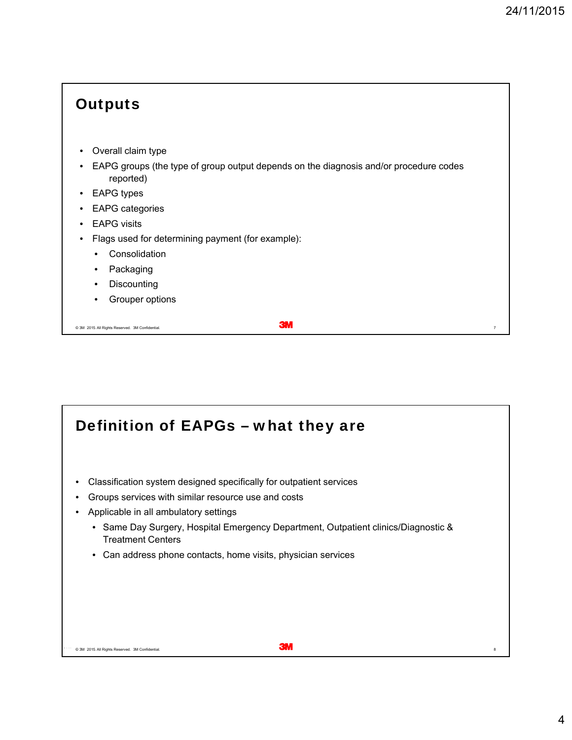## Outputs

- Overall claim type
- EAPG groups (the type of group output depends on the diagnosis and/or procedure codes reported)
- EAPG types
- EAPG categories
- EAPG visits
- Flags used for determining payment (for example):
  - Consolidation
  - Packaging
  - Discounting
  - Grouper options

© 3M 2015. All Rights Reserved. 3M Confidential.

## Definition of EAPGs – what they are

- Classification system designed specifically for outpatient services
- Groups services with similar resource use and costs
- Applicable in all ambulatory settings
  - Same Day Surgery, Hospital Emergency Department, Outpatient clinics/Diagnostic & Treatment Centers
  - Can address phone contacts, home visits, physician services

© 3M 2015. All Rights Reserved. 3M Confidential.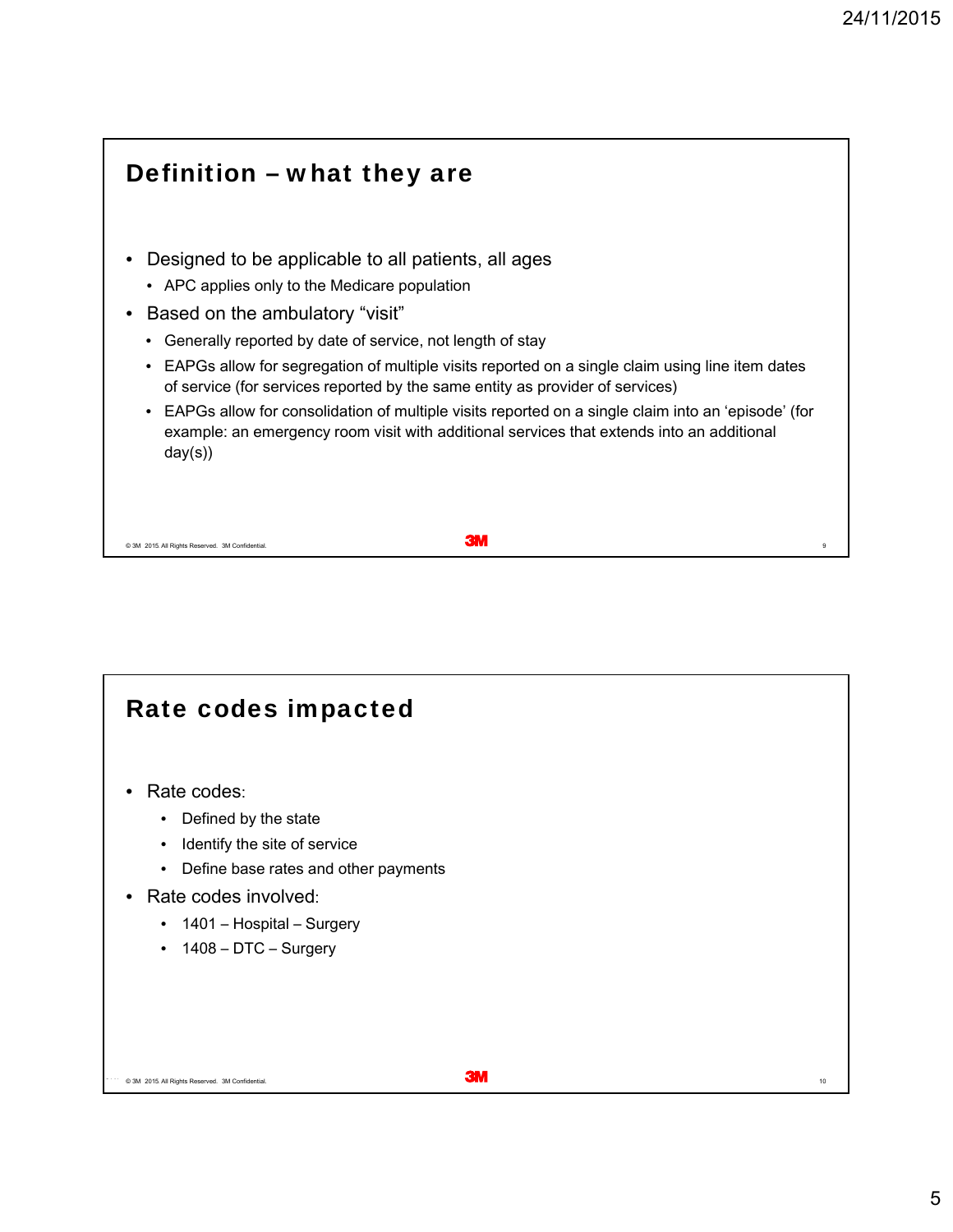## Definition – what they are

- Designed to be applicable to all patients, all ages
  - APC applies only to the Medicare population
- Based on the ambulatory “visit”
  - Generally reported by date of service, not length of stay
  - EAPGs allow for segregation of multiple visits reported on a single claim using line item dates of service (for services reported by the same entity as provider of services)
  - EAPGs allow for consolidation of multiple visits reported on a single claim into an ‘episode’ (for example: an emergency room visit with additional services that extends into an additional day(s))

© 3M 2015. All Rights Reserved. 3M Confidential.

## Rate codes impacted

- Rate codes:
  - Defined by the state
  - Identify the site of service
  - Define base rates and other payments
- Rate codes involved:
  - 1401 – Hospital – Surgery
  - 1408 – DTC – Surgery

© 3M 2015. All Rights Reserved. 3M Confidential.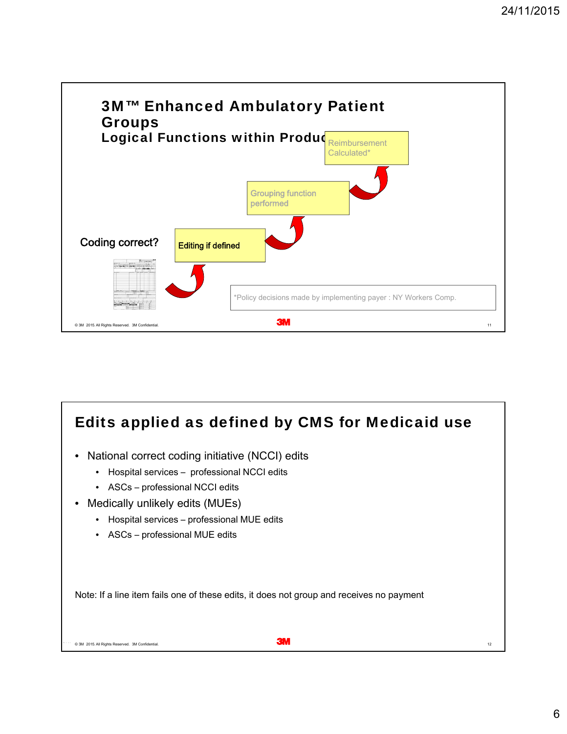## 3M™ Enhanced Ambulatory Patient Groups

### Logical Functions within Product

Coding correct?

Editing if defined

Grouping function performed

Reimbursement Calculated*

*Policy decisions made by implementing payer : NY Workers Comp.

© 3M 2015. All Rights Reserved. 3M Confidential.

## Edits applied as defined by CMS for Medicaid use

- National correct coding initiative (NCCI) edits
  - Hospital services – professional NCCI edits
  - ASCs – professional NCCI edits
- Medically unlikely edits (MUEs)
  - Hospital services – professional MUE edits
  - ASCs – professional MUE edits

Note: If a line item fails one of these edits, it does not group and receives no payment

© 3M 2015. All Rights Reserved. 3M Confidential.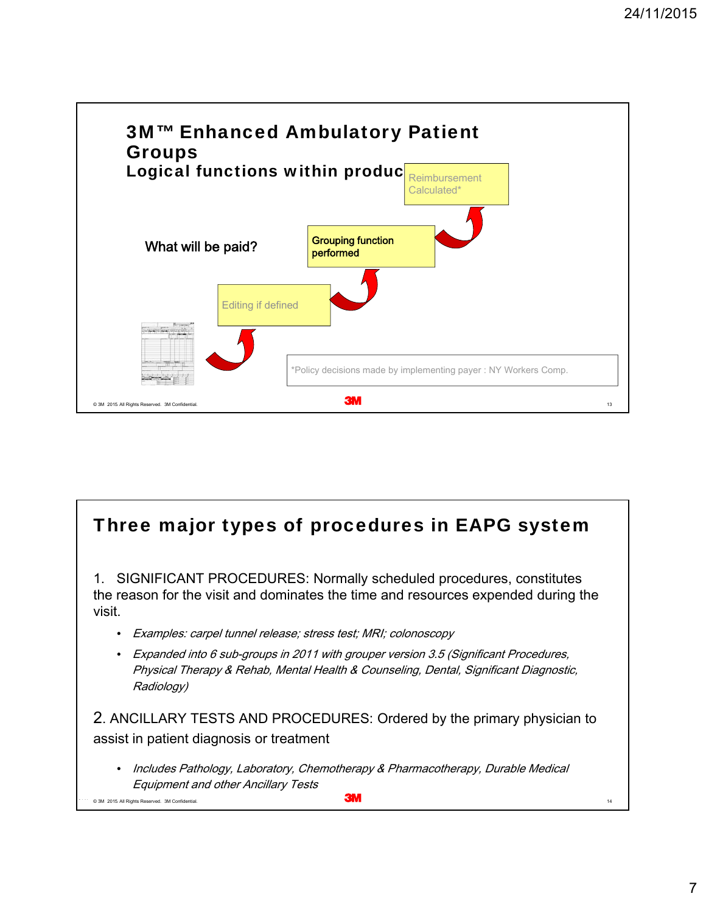## 3M™ Enhanced Ambulatory Patient Groups
### Logical functions within product

What will be paid?

Editing if defined

Grouping function performed

Reimbursement Calculated*

*Policy decisions made by implementing payer : NY Workers Comp.

---

## Three major types of procedures in EAPG system

1. SIGNIFICANT PROCEDURES: Normally scheduled procedures, constitutes the reason for the visit and dominates the time and resources expended during the visit.
   - *Examples: carpel tunnel release; stress test; MRI; colonoscopy*
   - *Expanded into 6 sub-groups in 2011 with grouper version 3.5 (Significant Procedures, Physical Therapy & Rehab, Mental Health & Counseling, Dental, Significant Diagnostic, Radiology)*

2. ANCILLARY TESTS AND PROCEDURES: Ordered by the primary physician to assist in patient diagnosis or treatment
   - *Includes Pathology, Laboratory, Chemotherapy & Pharmacotherapy, Durable Medical Equipment and other Ancillary Tests*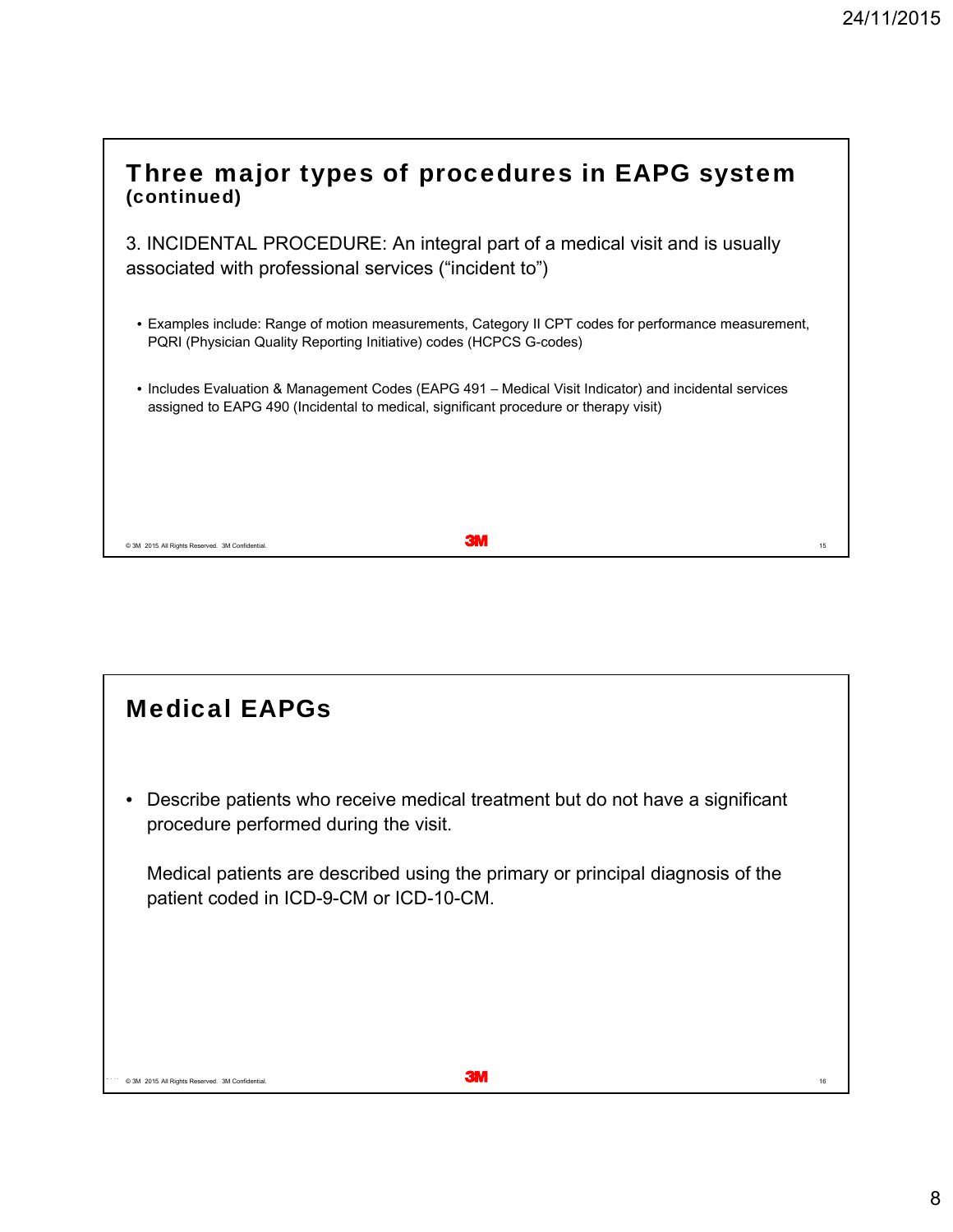## Three major types of procedures in EAPG system (continued)

3. INCIDENTAL PROCEDURE: An integral part of a medical visit and is usually associated with professional services ("incident to")

- Examples include: Range of motion measurements, Category II CPT codes for performance measurement, PQRI (Physician Quality Reporting Initiative) codes (HCPCS G-codes)
- Includes Evaluation & Management Codes (EAPG 491 – Medical Visit Indicator) and incidental services assigned to EAPG 490 (Incidental to medical, significant procedure or therapy visit)

© 3M 2015. All Rights Reserved. 3M Confidential.

## Medical EAPGs

- Describe patients who receive medical treatment but do not have a significant procedure performed during the visit.

  Medical patients are described using the primary or principal diagnosis of the patient coded in ICD-9-CM or ICD-10-CM.

© 3M 2015. All Rights Reserved. 3M Confidential.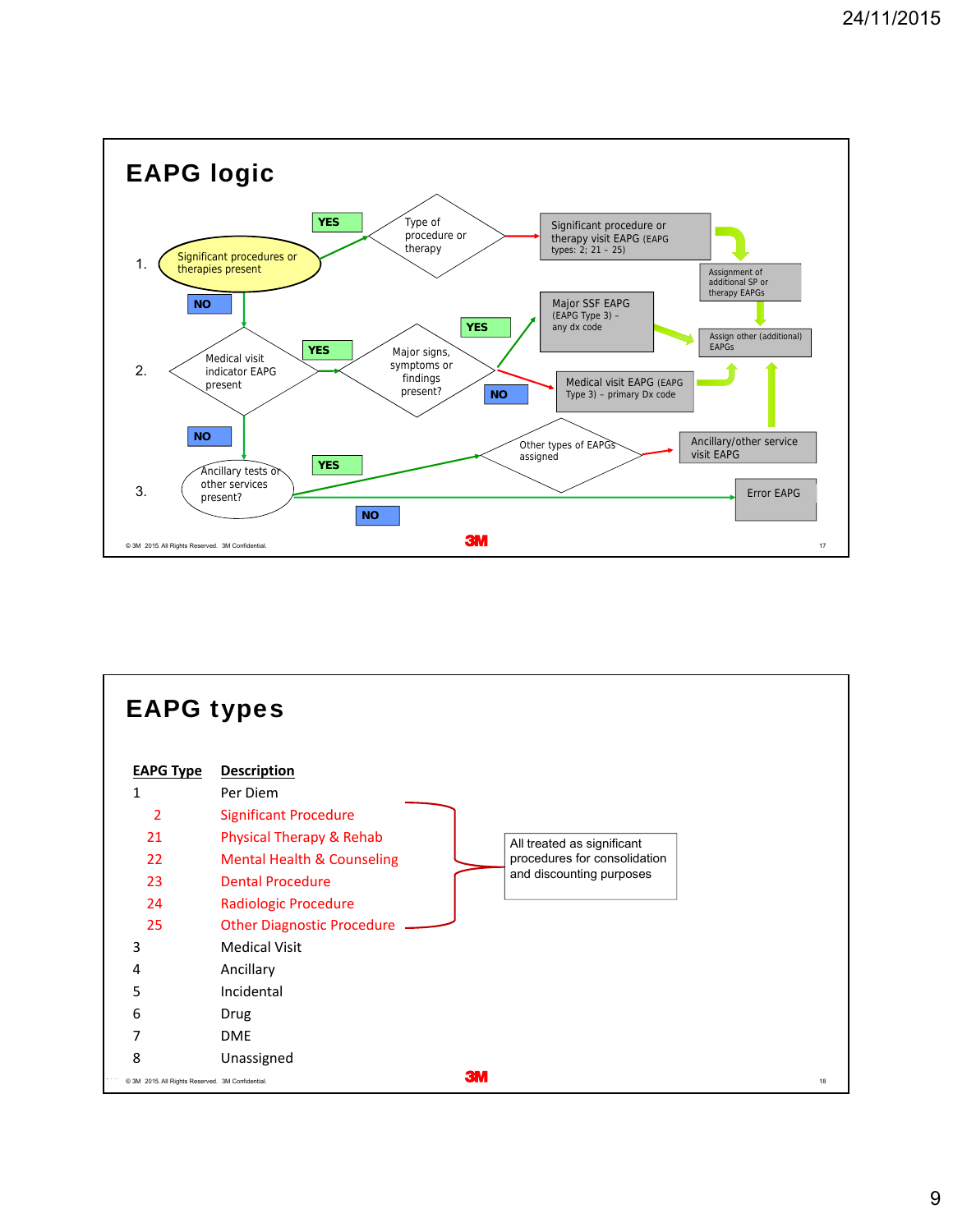# EAPG logic

1. Significant procedures or therapies present
   - YES → Type of procedure or therapy → Significant procedure or therapy visit EAPG (EAPG types: 2; 21 – 25) → Assignment of additional SP or therapy EAPGs → Assign other (additional) EAPGs
   - NO → 2.

2. Medical visit indicator EAPG present
   - YES → Major signs, symptoms or findings present?
     - YES → Major SSF EAPG (EAPG Type 3) – any dx code → Assign other (additional) EAPGs
     - NO → Medical visit EAPG (EAPG Type 3) – primary Dx code → Assign other (additional) EAPGs
   - NO → 3.

3. Ancillary tests or other services present?
   - YES → Other types of EAPGs assigned → Ancillary/other service visit EAPG → Assign other (additional) EAPGs
   - NO → Error EAPG

© 3M 2015. All Rights Reserved. 3M Confidential.

# EAPG types

| EAPG Type | Description |
|---|---|
| 1 | Per Diem |
| 2 | Significant Procedure |
| 21 | Physical Therapy & Rehab |
| 22 | Mental Health & Counseling |
| 23 | Dental Procedure |
| 24 | Radiologic Procedure |
| 25 | Other Diagnostic Procedure |
| 3 | Medical Visit |
| 4 | Ancillary |
| 5 | Incidental |
| 6 | Drug |
| 7 | DME |
| 8 | Unassigned |

Types 2, 21–25: All treated as significant procedures for consolidation and discounting purposes

© 3M 2015. All Rights Reserved. 3M Confidential.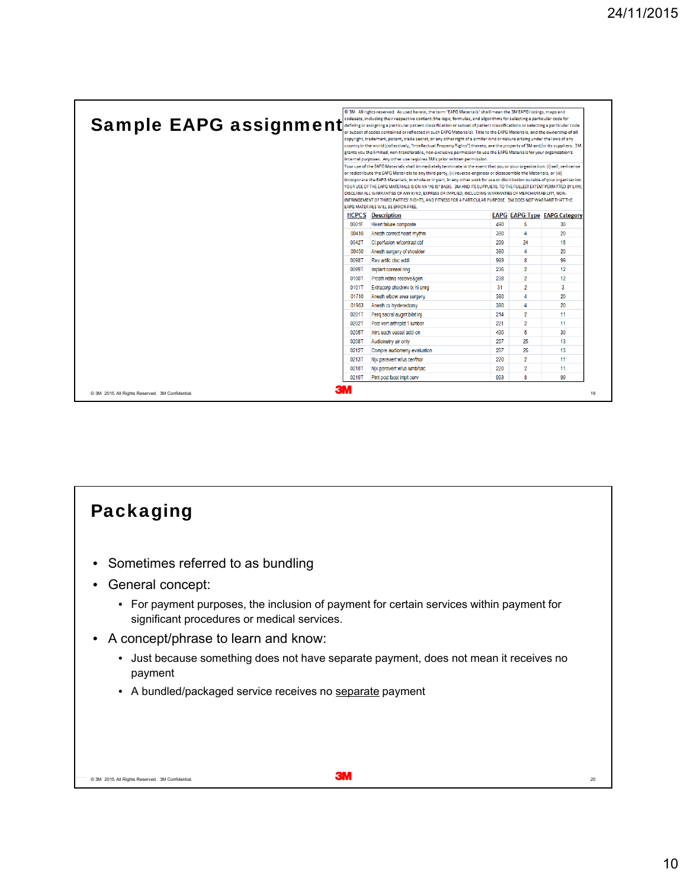## Sample EAPG assignment

© 3M. All rights reserved. As used herein, the term "EAPG Materials" shall mean the 3M EAPG listings, maps and codesets, including their respective content (the logic, formulas, and algorithms for selecting a particular code for defining or assigning a particular patient classification or subset of patient classifications or selecting a particular code or subset of codes contained or reflected in such EAPG Materials). Title to the EAPG Materials, and the ownership of all copyright, trademark, patent, trade secret, or any other right of a similar kind or nature arising under the laws of any country in the world (collectively, "Intellectual Property Rights") thereto, are the property of 3M and/or its suppliers. 3M grants you the limited, non-transferable, non-exclusive permission to use the EAPG Materials for your organization's internal purposes. Any other use requires 3M's prior written permission.
Your use of the EAPG Materials shall immediately terminate in the event that you or your organization: (i) sell, re-license or redistribute the EAPG Materials to any third party, (ii) reverse-engineer or disassemble the Materials, or (iii) incorporate the EAPG Materials, in whole or in part, in any other work for use or distribution outside of your organization. YOUR USE OF THE EAPG MATERIALS IS ON AN "AS IS" BASIS. 3M AND ITS SUPPLIERS, TO THE FULLEST EXTENT PERMITTED BY LAW, DISCLAIM ALL WARRANTIES OF ANY KIND, EXPRESS OR IMPLIED, INCLUDING WARRANTIES OF MERCHANTABILITY, NON-INFRINGEMENT OF THIRD PARTIES' RIGHTS, AND FITNESS FOR A PARTICULAR PURPOSE. 3M DOES NOT WARRANT THAT THE EAPG MATERIALS WILL BE ERROR-FREE.

| HCPCS | Description | EAPG | EAPG Type | EAPG Category |
|---|---|---|---|---|
| 0001F | Heart failure composite | 490 | 5 | 30 |
| 00410 | Anesth correct heart rhythm | 380 | 4 | 20 |
| 0042T | Ct perfusion w/contrast cbf | 299 | 24 | 15 |
| 00450 | Anesth surgery of shoulder | 380 | 4 | 20 |
| 0098T | Rev artific disc addl | 993 | 8 | 99 |
| 0099T | Implant corneal ring | 236 | 2 | 12 |
| 0100T | Prosth retina receive&gen | 238 | 2 | 12 |
| 0101T | Extracorp shockwv tx hi enrg | 31 | 2 | 3 |
| 01710 | Anesth elbow area surgery | 380 | 4 | 20 |
| 01963 | Anesth cs hysterectomy | 380 | 4 | 20 |
| 0201T | Perq sacral augmt bilat inj | 214 | 2 | 11 |
| 0202T | Post vert arthrplst 1 lumbar | 221 | 2 | 11 |
| 0205T | Inirs each vessel add-on | 490 | 5 | 30 |
| 0208T | Audiometry air only | 257 | 25 | 13 |
| 0212T | Compre audiometry evaluation | 257 | 25 | 13 |
| 0213T | Njx paravert w/us cer/thor | 220 | 2 | 11 |
| 0218T | Njx paravert w/us lumb/sac | 220 | 2 | 11 |
| 0219T | Plmt post facet impl cerv | 993 | 8 | 99 |

© 3M 2015. All Rights Reserved. 3M Confidential.

## Packaging

- Sometimes referred to as bundling
- General concept:
  - For payment purposes, the inclusion of payment for certain services within payment for significant procedures or medical services.
- A concept/phrase to learn and know:
  - Just because something does not have separate payment, does not mean it receives no payment
  - A bundled/packaged service receives no separate payment

© 3M 2015. All Rights Reserved. 3M Confidential.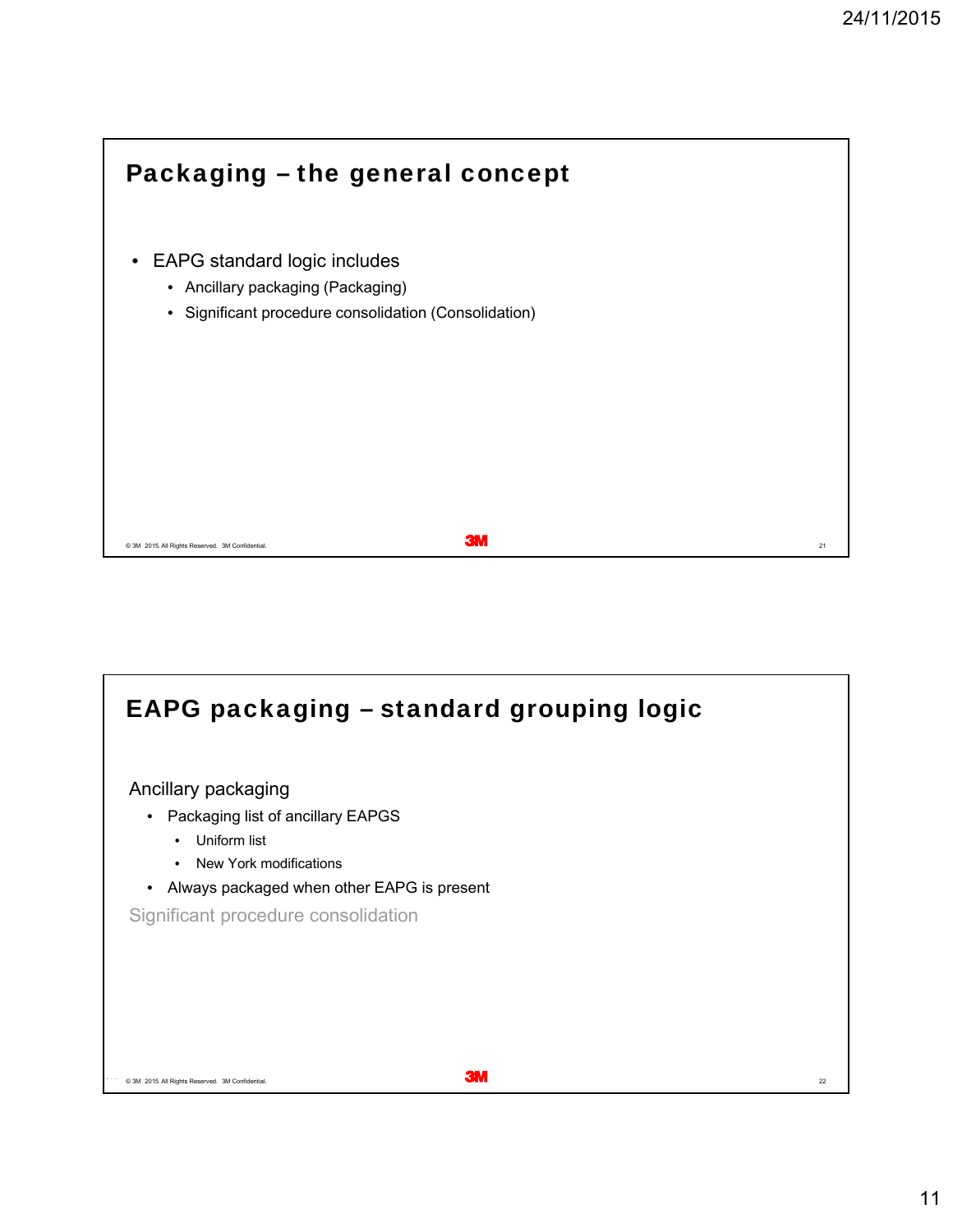## Packaging – the general concept

- EAPG standard logic includes
  - Ancillary packaging (Packaging)
  - Significant procedure consolidation (Consolidation)

## EAPG packaging – standard grouping logic

Ancillary packaging

- Packaging list of ancillary EAPGS
  - Uniform list
  - New York modifications
- Always packaged when other EAPG is present

Significant procedure consolidation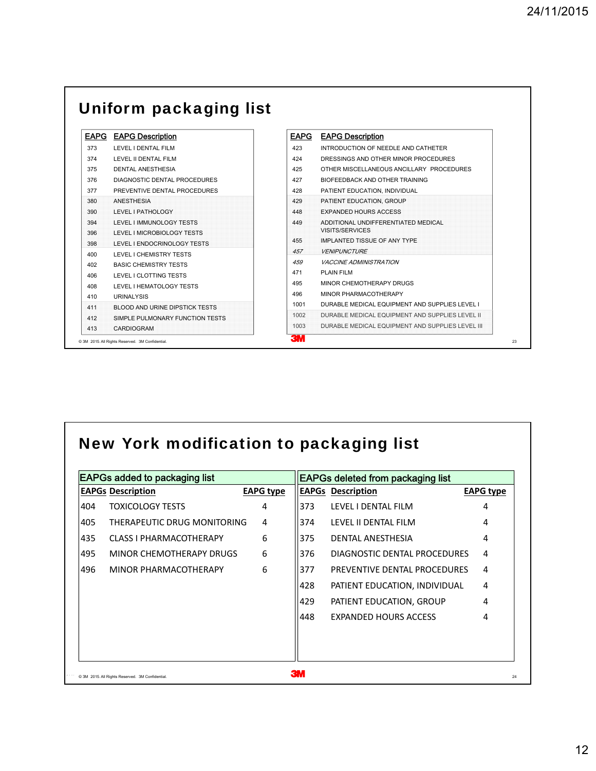## Uniform packaging list

| EAPG | EAPG Description |
|---|---|
| 373 | LEVEL I DENTAL FILM |
| 374 | LEVEL II DENTAL FILM |
| 375 | DENTAL ANESTHESIA |
| 376 | DIAGNOSTIC DENTAL PROCEDURES |
| 377 | PREVENTIVE DENTAL PROCEDURES |
| 380 | ANESTHESIA |
| 390 | LEVEL I PATHOLOGY |
| 394 | LEVEL I IMMUNOLOGY TESTS |
| 396 | LEVEL I MICROBIOLOGY TESTS |
| 398 | LEVEL I ENDOCRINOLOGY TESTS |
| 400 | LEVEL I CHEMISTRY TESTS |
| 402 | BASIC CHEMISTRY TESTS |
| 406 | LEVEL I CLOTTING TESTS |
| 408 | LEVEL I HEMATOLOGY TESTS |
| 410 | URINALYSIS |
| 411 | BLOOD AND URINE DIPSTICK TESTS |
| 412 | SIMPLE PULMONARY FUNCTION TESTS |
| 413 | CARDIOGRAM |

| EAPG | EAPG Description |
|---|---|
| 423 | INTRODUCTION OF NEEDLE AND CATHETER |
| 424 | DRESSINGS AND OTHER MINOR PROCEDURES |
| 425 | OTHER MISCELLANEOUS ANCILLARY PROCEDURES |
| 427 | BIOFEEDBACK AND OTHER TRAINING |
| 428 | PATIENT EDUCATION, INDIVIDUAL |
| 429 | PATIENT EDUCATION, GROUP |
| 448 | EXPANDED HOURS ACCESS |
| 449 | ADDITIONAL UNDIFFERENTIATED MEDICAL VISITS/SERVICES |
| 455 | IMPLANTED TISSUE OF ANY TYPE |
| *457* | *VENIPUNCTURE* |
| *459* | *VACCINE ADMINISTRATION* |
| 471 | PLAIN FILM |
| 495 | MINOR CHEMOTHERAPY DRUGS |
| 496 | MINOR PHARMACOTHERAPY |
| 1001 | DURABLE MEDICAL EQUIPMENT AND SUPPLIES LEVEL I |
| 1002 | DURABLE MEDICAL EQUIPMENT AND SUPPLIES LEVEL II |
| 1003 | DURABLE MEDICAL EQUIPMENT AND SUPPLIES LEVEL III |

© 3M 2015. All Rights Reserved. 3M Confidential.

## New York modification to packaging list

**EAPGs added to packaging list**

| EAPGs | Description | EAPG type |
|---|---|---|
| 404 | TOXICOLOGY TESTS | 4 |
| 405 | THERAPEUTIC DRUG MONITORING | 4 |
| 435 | CLASS I PHARMACOTHERAPY | 6 |
| 495 | MINOR CHEMOTHERAPY DRUGS | 6 |
| 496 | MINOR PHARMACOTHERAPY | 6 |

**EAPGs deleted from packaging list**

| EAPGs | Description | EAPG type |
|---|---|---|
| 373 | LEVEL I DENTAL FILM | 4 |
| 374 | LEVEL II DENTAL FILM | 4 |
| 375 | DENTAL ANESTHESIA | 4 |
| 376 | DIAGNOSTIC DENTAL PROCEDURES | 4 |
| 377 | PREVENTIVE DENTAL PROCEDURES | 4 |
| 428 | PATIENT EDUCATION, INDIVIDUAL | 4 |
| 429 | PATIENT EDUCATION, GROUP | 4 |
| 448 | EXPANDED HOURS ACCESS | 4 |

© 3M 2015. All Rights Reserved. 3M Confidential.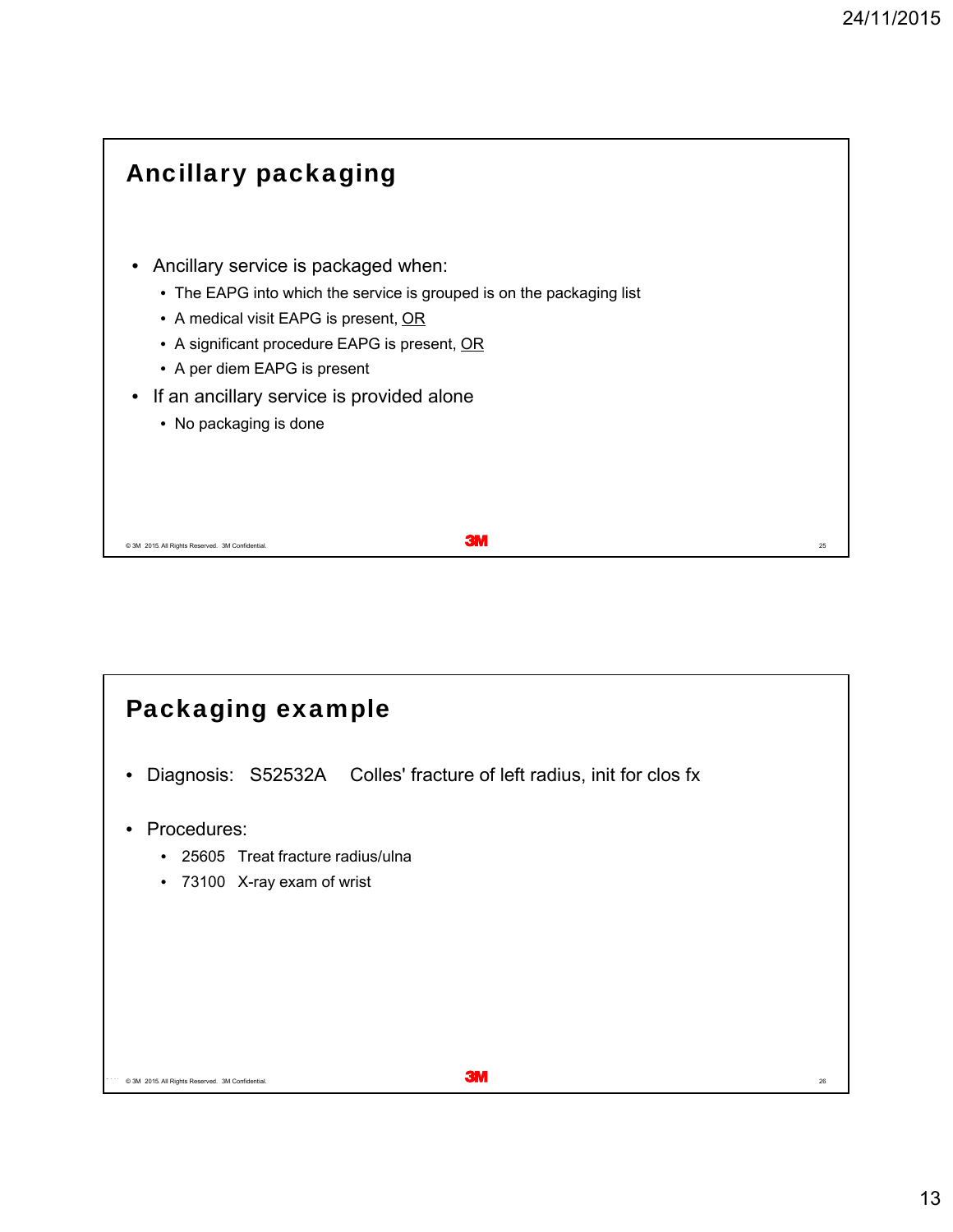## Ancillary packaging

- Ancillary service is packaged when:
  - The EAPG into which the service is grouped is on the packaging list
  - A medical visit EAPG is present, OR
  - A significant procedure EAPG is present, OR
  - A per diem EAPG is present
- If an ancillary service is provided alone
  - No packaging is done

## Packaging example

- Diagnosis: S52532A Colles' fracture of left radius, init for clos fx
- Procedures:
  - 25605 Treat fracture radius/ulna
  - 73100 X-ray exam of wrist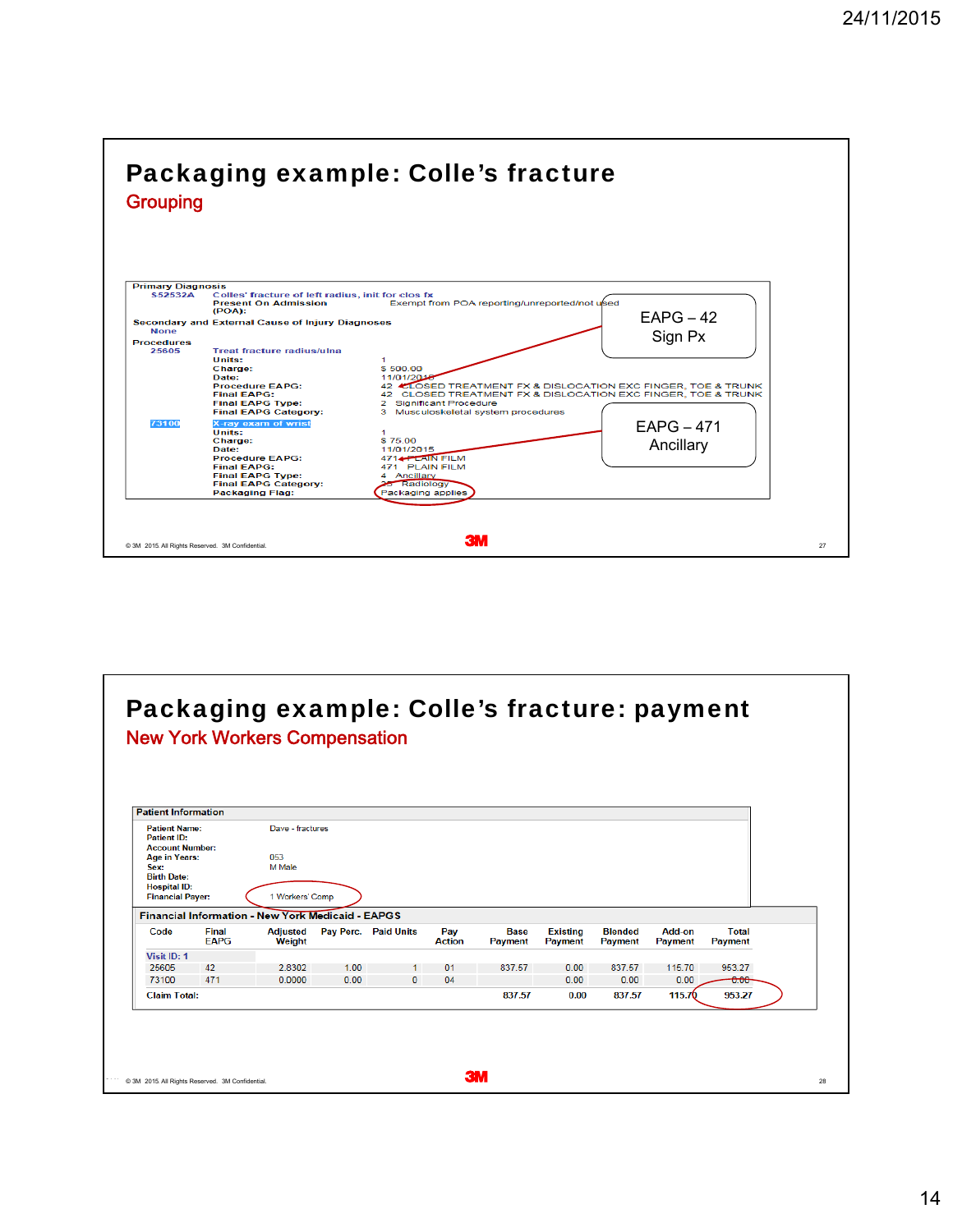## Packaging example: Colle's fracture

### Grouping

**Primary Diagnosis**
S52532A — Colles' fracture of left radius, init for clos fx
Present On Admission (POA): Exempt from POA reporting/unreported/not used

**Secondary and External Cause of Injury Diagnoses**
None

**Procedures**

25605 — Treat fracture radius/ulna
- Units: 1
- Charge: $ 500.00
- Date: 11/01/2015
- Procedure EAPG: 42 CLOSED TREATMENT FX & DISLOCATION EXC FINGER, TOE & TRUNK
- Final EAPG: 42 CLOSED TREATMENT FX & DISLOCATION EXC FINGER, TOE & TRUNK
- Final EAPG Type: 2 Significant Procedure
- Final EAPG Category: 3 Musculoskeletal system procedures

73100 — X-ray exam of wrist
- Units: 1
- Charge: $ 75.00
- Date: 11/01/2015
- Procedure EAPG: 471 PLAIN FILM
- Final EAPG: 471 PLAIN FILM
- Final EAPG Type: 4 Ancillary
- Final EAPG Category: 25 Radiology
- Packaging Flag: Packaging applies

EAPG – 42 Sign Px

EAPG – 471 Ancillary

© 3M 2015. All Rights Reserved. 3M Confidential.

## Packaging example: Colle's fracture: payment

### New York Workers Compensation

**Patient Information**

- Patient Name: Dave - fractures
- Patient ID:
- Account Number:
- Age in Years: 053
- Sex: M Male
- Birth Date:
- Hospital ID:
- Financial Payer: 1 Workers' Comp

**Financial Information - New York Medicaid - EAPGS**

| Code | Final EAPG | Adjusted Weight | Pay Perc. | Paid Units | Pay Action | Base Payment | Existing Payment | Blended Payment | Add-on Payment | Total Payment |
|---|---|---|---|---|---|---|---|---|---|---|
| Visit ID: 1 | | | | | | | | | | |
| 25605 | 42 | 2.8302 | 1.00 | 1 | 01 | 837.57 | 0.00 | 837.57 | 115.70 | 953.27 |
| 73100 | 471 | 0.0000 | 0.00 | 0 | 04 | | 0.00 | 0.00 | 0.00 | 0.00 |
| Claim Total: | | | | | | 837.57 | 0.00 | 837.57 | 115.70 | 953.27 |

© 3M 2015. All Rights Reserved. 3M Confidential.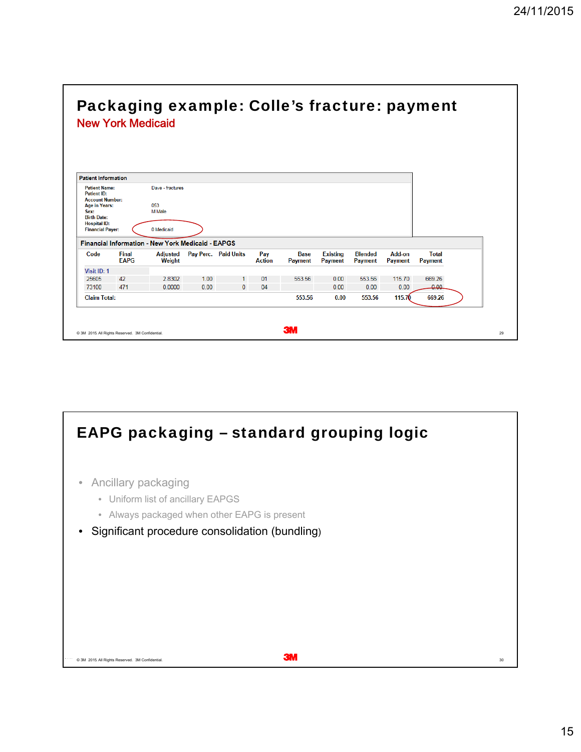## Packaging example: Colle's fracture: payment

New York Medicaid

**Patient Information**

Patient Name: Dave - fractures
Patient ID:
Account Number:
Age in Years: 053
Sex: M Male
Birth Date:
Hospital ID:
Financial Payer: 0 Medicaid

**Financial Information - New York Medicaid - EAPGS**

| Code | Final EAPG | Adjusted Weight | Pay Perc. | Paid Units | Pay Action | Base Payment | Existing Payment | Blended Payment | Add-on Payment | Total Payment |
|---|---|---|---|---|---|---|---|---|---|---|
| Visit ID: 1 | | | | | | | | | | |
| 25605 | 42 | 2.8302 | 1.00 | 1 | 01 | 553.56 | 0.00 | 553.56 | 115.70 | 669.26 |
| 73100 | 471 | 0.0000 | 0.00 | 0 | 04 | | 0.00 | 0.00 | 0.00 | 0.00 |
| Claim Total: | | | | | | 553.56 | 0.00 | 553.56 | 115.70 | 669.26 |

© 3M 2015. All Rights Reserved. 3M Confidential.

## EAPG packaging – standard grouping logic

- Ancillary packaging
  - Uniform list of ancillary EAPGS
  - Always packaged when other EAPG is present
- Significant procedure consolidation (bundling)

© 3M 2015. All Rights Reserved. 3M Confidential.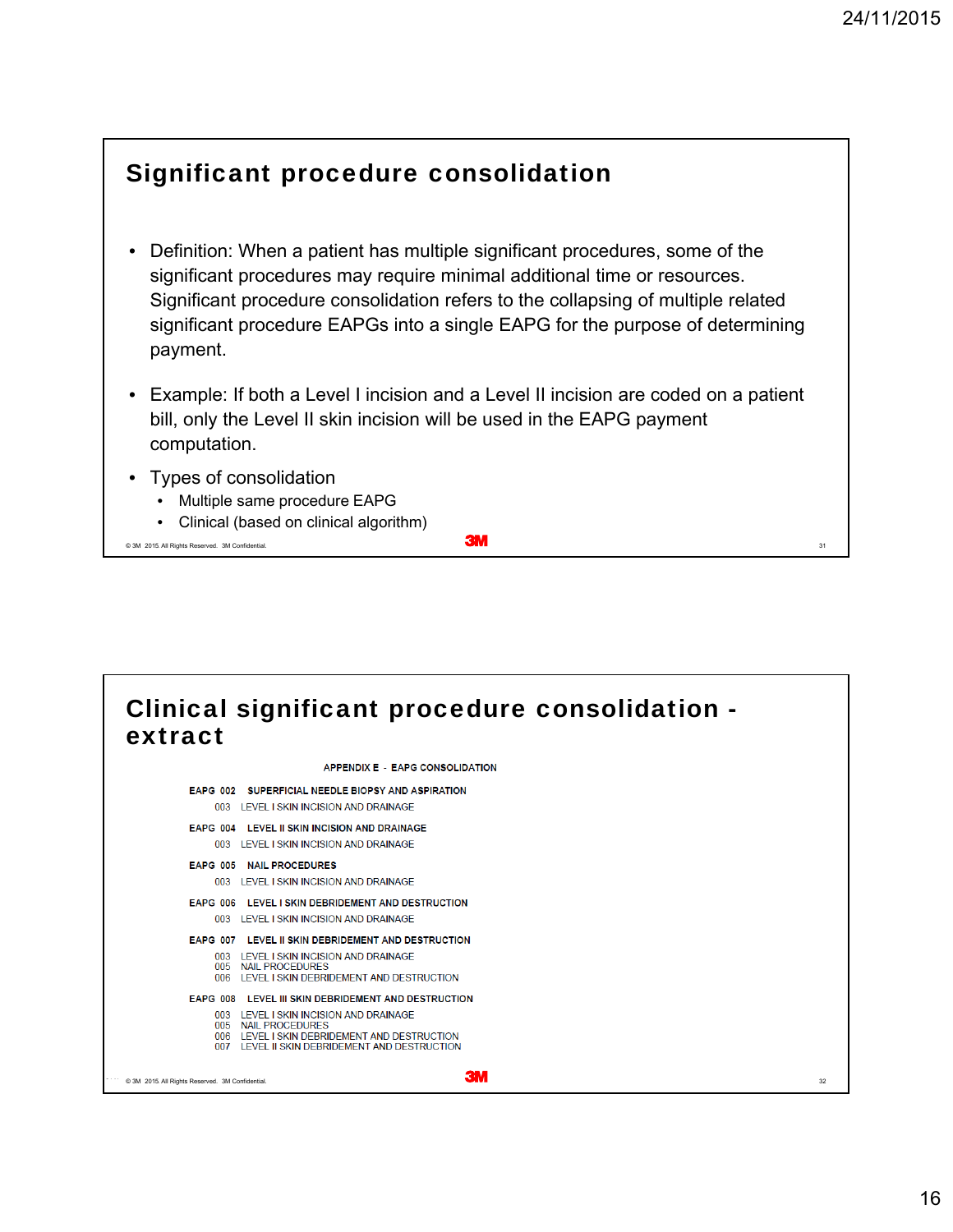## Significant procedure consolidation

- Definition: When a patient has multiple significant procedures, some of the significant procedures may require minimal additional time or resources. Significant procedure consolidation refers to the collapsing of multiple related significant procedure EAPGs into a single EAPG for the purpose of determining payment.
- Example: If both a Level I incision and a Level II incision are coded on a patient bill, only the Level II skin incision will be used in the EAPG payment computation.
- Types of consolidation
  - Multiple same procedure EAPG
  - Clinical (based on clinical algorithm)

© 3M 2015. All Rights Reserved. 3M Confidential.

## Clinical significant procedure consolidation - extract

APPENDIX E - EAPG CONSOLIDATION

**EAPG 002 SUPERFICIAL NEEDLE BIOPSY AND ASPIRATION**
- 003 LEVEL I SKIN INCISION AND DRAINAGE

**EAPG 004 LEVEL II SKIN INCISION AND DRAINAGE**
- 003 LEVEL I SKIN INCISION AND DRAINAGE

**EAPG 005 NAIL PROCEDURES**
- 003 LEVEL I SKIN INCISION AND DRAINAGE

**EAPG 006 LEVEL I SKIN DEBRIDEMENT AND DESTRUCTION**
- 003 LEVEL I SKIN INCISION AND DRAINAGE

**EAPG 007 LEVEL II SKIN DEBRIDEMENT AND DESTRUCTION**
- 003 LEVEL I SKIN INCISION AND DRAINAGE
- 005 NAIL PROCEDURES
- 006 LEVEL I SKIN DEBRIDEMENT AND DESTRUCTION

**EAPG 008 LEVEL III SKIN DEBRIDEMENT AND DESTRUCTION**
- 003 LEVEL I SKIN INCISION AND DRAINAGE
- 005 NAIL PROCEDURES
- 006 LEVEL I SKIN DEBRIDEMENT AND DESTRUCTION
- 007 LEVEL II SKIN DEBRIDEMENT AND DESTRUCTION

© 3M 2015. All Rights Reserved. 3M Confidential.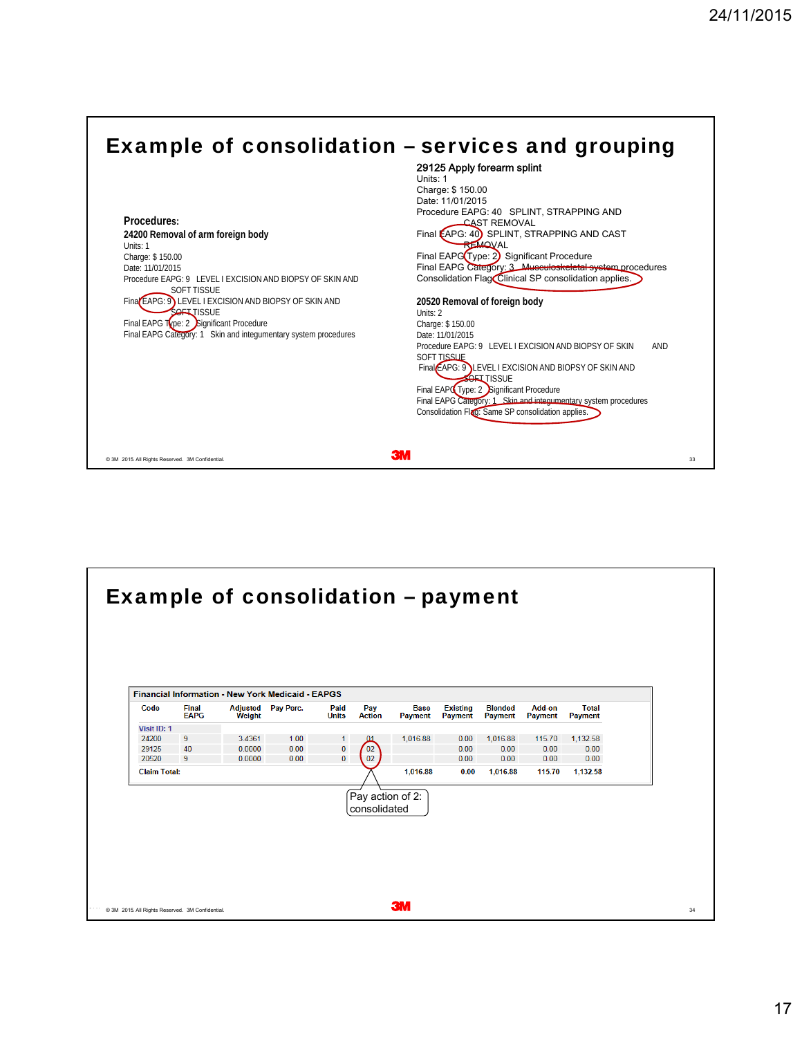## Example of consolidation – services and grouping

**Procedures:**

**24200 Removal of arm foreign body**
Units: 1
Charge: $ 150.00
Date: 11/01/2015
Procedure EAPG: 9 LEVEL I EXCISION AND BIOPSY OF SKIN AND SOFT TISSUE
Final EAPG: 9 LEVEL I EXCISION AND BIOPSY OF SKIN AND SOFT TISSUE
Final EAPG Type: 2 Significant Procedure
Final EAPG Category: 1 Skin and integumentary system procedures

**29125 Apply forearm splint**
Units: 1
Charge: $ 150.00
Date: 11/01/2015
Procedure EAPG: 40 SPLINT, STRAPPING AND CAST REMOVAL
Final EAPG: 40 SPLINT, STRAPPING AND CAST REMOVAL
Final EAPG Type: 2 Significant Procedure
Final EAPG Category: 3 Musculoskeletal system procedures
Consolidation Flag: Clinical SP consolidation applies.

**20520 Removal of foreign body**
Units: 2
Charge: $ 150.00
Date: 11/01/2015
Procedure EAPG: 9 LEVEL I EXCISION AND BIOPSY OF SKIN AND SOFT TISSUE
Final EAPG: 9 LEVEL I EXCISION AND BIOPSY OF SKIN AND SOFT TISSUE
Final EAPG Type: 2 Significant Procedure
Final EAPG Category: 1 Skin and integumentary system procedures
Consolidation Flag: Same SP consolidation applies.

## Example of consolidation – payment

Financial Information - New York Medicaid - EAPGS

| Code | Final EAPG | Adjusted Weight | Pay Perc. | Paid Units | Pay Action | Base Payment | Existing Payment | Blended Payment | Add-on Payment | Total Payment |
|---|---|---|---|---|---|---|---|---|---|---|
| Visit ID: 1 | | | | | | | | | | |
| 24200 | 9 | 3.4361 | 1.00 | 1 | 01 | 1,016.88 | 0.00 | 1,016.88 | 115.70 | 1,132.58 |
| 29125 | 40 | 0.0000 | 0.00 | 0 | 02 | | 0.00 | 0.00 | 0.00 | 0.00 |
| 20520 | 9 | 0.0000 | 0.00 | 0 | 02 | | 0.00 | 0.00 | 0.00 | 0.00 |
| Claim Total: | | | | | | 1,016.88 | 0.00 | 1,016.88 | 115.70 | 1,132.58 |

Pay action of 2: consolidated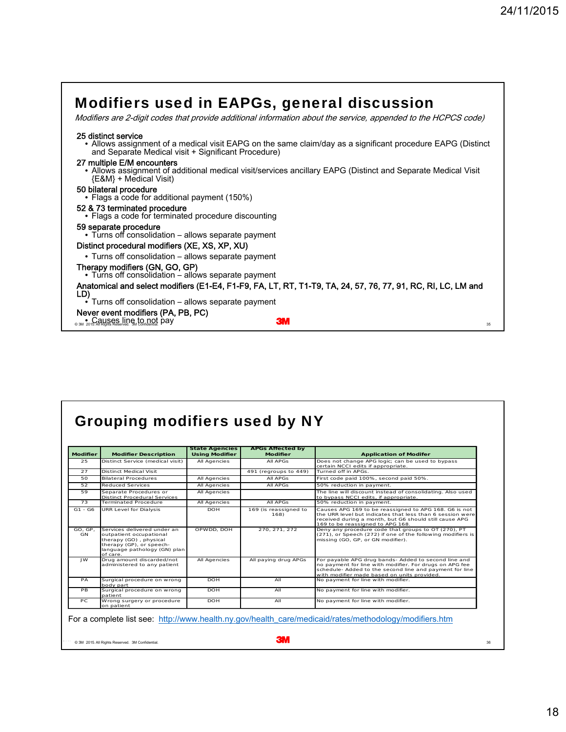# Modifiers used in EAPGs, general discussion

*Modifiers are 2-digit codes that provide additional information about the service, appended to the HCPCS code)*

25 distinct service
- Allows assignment of a medical visit EAPG on the same claim/day as a significant procedure EAPG (Distinct and Separate Medical visit + Significant Procedure)

27 multiple E/M encounters
- Allows assignment of additional medical visit/services ancillary EAPG (Distinct and Separate Medical Visit {E&M} + Medical Visit)

50 bilateral procedure
- Flags a code for additional payment (150%)

52 & 73 terminated procedure
- Flags a code for terminated procedure discounting

59 separate procedure
- Turns off consolidation – allows separate payment

Distinct procedural modifiers (XE, XS, XP, XU)
- Turns off consolidation – allows separate payment

Therapy modifiers (GN, GO, GP)
- Turns off consolidation – allows separate payment

Anatomical and select modifiers (E1-E4, F1-F9, FA, LT, RT, T1-T9, TA, 24, 57, 76, 77, 91, RC, RI, LC, LM and LD)
- Turns off consolidation – allows separate payment

Never event modifiers (PA, PB, PC)
- Causes line to not pay

# Grouping modifiers used by NY

| Modifier | Modifier Description | State Agencies Using Modifier | APGs Affected by Modifier | Application of Modifer |
|---|---|---|---|---|
| 25 | Distinct Service (medical visit) | All Agencies | All APGs | Does not change APG logic; can be used to bypass certain NCCI edits if appropriate. |
| 27 | Distinct Medical Visit | | 491 (regroups to 449) | Turned off in APGs. |
| 50 | Bilateral Procedures | All Agencies | All APGs | First code paid 100%, second paid 50%. |
| 52 | Reduced Services | All Agencies | All APGs | 50% reduction in payment. |
| 59 | Separate Procedures or Distinct Procedural Services | All Agencies | | The line will discount instead of consolidating. Also used to bypass NCCI edits, if appropriate. |
| 73 | Terminated Procedure | All Agencies | All APGs | 50% reduction in payment. |
| G1 - G6 | URR Level for Dialysis | DOH | 169 (is reassigned to 168) | Causes APG 169 to be reassigned to APG 168. G6 is not the URR level but indicates that less than 6 session were received during a month, but G6 should still cause APG 169 to be reassigned to APG 168. |
| GO, GP, GN | Services delivered under an outpatient occupational therapy (GO) , physical therapy (GP), or speech-language pathology (GN) plan of care. | OPWDD, DOH | 270, 271, 272 | Deny any procedure code that groups to OT (270), PT (271), or Speech (272) if one of the following modifiers is missing (GO, GP, or GN modifier). |
| JW | Drug amount discarded/not administered to any patient | All Agencies | All paying drug APGs | For payable APG drug bands- Added to second line and no payment for line with modifier. For drugs on APG fee schedule- Added to the second line and payment for line with modifier made based on units provided. |
| PA | Surgical procedure on wrong body part | DOH | All | No payment for line with modifier. |
| PB | Surgical procedure on wrong patient | DOH | All | No payment for line with modifier. |
| PC | Wrong surgery or procedure on patient | DOH | All | No payment for line with modifier. |

For a complete list see: http://www.health.ny.gov/health_care/medicaid/rates/methodology/modifiers.htm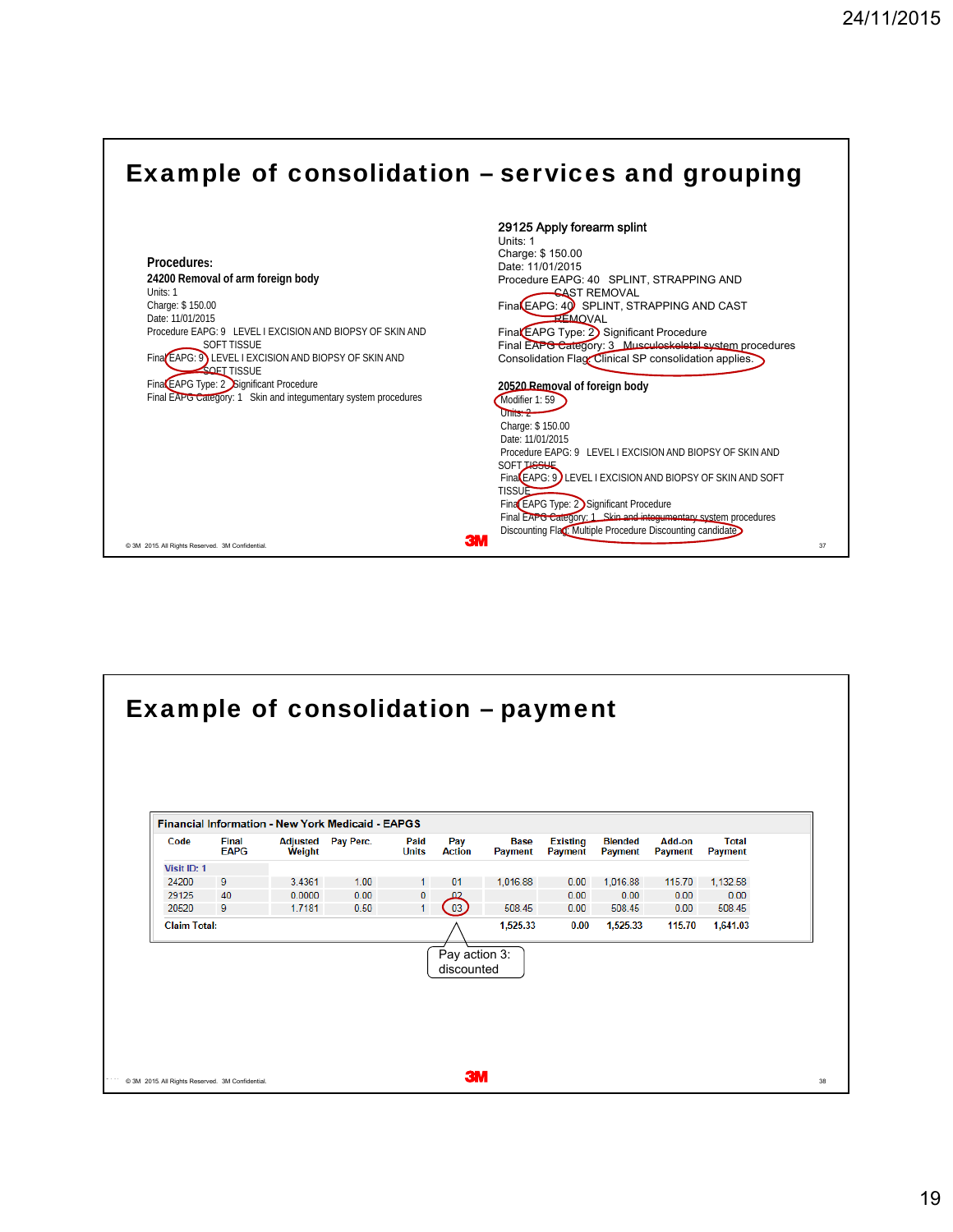## Example of consolidation – services and grouping

**Procedures:**

**24200 Removal of arm foreign body**
Units: 1
Charge: $ 150.00
Date: 11/01/2015
Procedure EAPG: 9 LEVEL I EXCISION AND BIOPSY OF SKIN AND SOFT TISSUE
Final EAPG: 9 LEVEL I EXCISION AND BIOPSY OF SKIN AND SOFT TISSUE
Final EAPG Type: 2 Significant Procedure
Final EAPG Category: 1 Skin and integumentary system procedures

**29125 Apply forearm splint**
Units: 1
Charge: $ 150.00
Date: 11/01/2015
Procedure EAPG: 40 SPLINT, STRAPPING AND CAST REMOVAL
Final EAPG: 40 SPLINT, STRAPPING AND CAST REMOVAL
Final EAPG Type: 2 Significant Procedure
Final EAPG Category: 3 Musculoskeletal system procedures
Consolidation Flag: Clinical SP consolidation applies.

**20520 Removal of foreign body**
Modifier 1: 59
Units: 2
Charge: $ 150.00
Date: 11/01/2015
Procedure EAPG: 9 LEVEL I EXCISION AND BIOPSY OF SKIN AND SOFT TISSUE
Final EAPG: 9 LEVEL I EXCISION AND BIOPSY OF SKIN AND SOFT TISSUE
Final EAPG Type: 2 Significant Procedure
Final EAPG Category: 1 Skin and integumentary system procedures
Discounting Flag: Multiple Procedure Discounting candidate

## Example of consolidation – payment

**Financial Information - New York Medicaid - EAPGS**

| Code | Final EAPG | Adjusted Weight | Pay Perc. | Paid Units | Pay Action | Base Payment | Existing Payment | Blended Payment | Add-on Payment | Total Payment |
|---|---|---|---|---|---|---|---|---|---|---|
| Visit ID: 1 | | | | | | | | | | |
| 24200 | 9 | 3.4361 | 1.00 | 1 | 01 | 1,016.88 | 0.00 | 1,016.88 | 115.70 | 1,132.58 |
| 29125 | 40 | 0.0000 | 0.00 | 0 | 02 | | 0.00 | 0.00 | 0.00 | 0.00 |
| 20520 | 9 | 1.7181 | 0.50 | 1 | 03 | 508.45 | 0.00 | 508.45 | 0.00 | 508.45 |
| Claim Total: | | | | | | 1,525.33 | 0.00 | 1,525.33 | 115.70 | 1,641.03 |

Pay action 3: discounted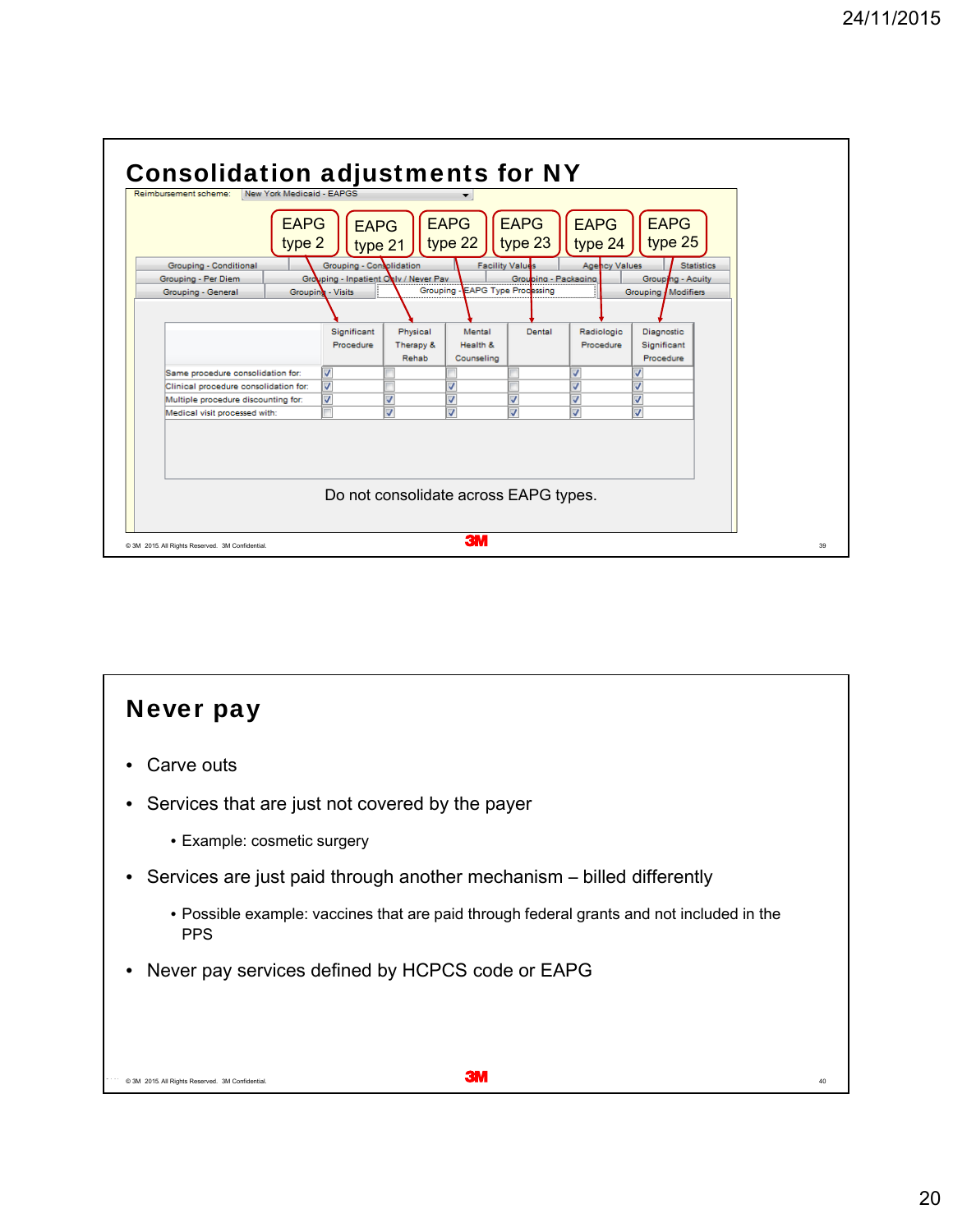# Consolidation adjustments for NY

Reimbursement scheme: New York Medicaid - EAPGS

EAPG type 2 | EAPG type 21 | EAPG type 22 | EAPG type 23 | EAPG type 24 | EAPG type 25

| | Significant Procedure | Physical Therapy & Rehab | Mental Health & Counseling | Dental | Radiologic Procedure | Diagnostic Significant Procedure |
|---|---|---|---|---|---|---|
| Same procedure consolidation for: | ✓ | | | | ✓ | ✓ |
| Clinical procedure consolidation for: | ✓ | | ✓ | | ✓ | ✓ |
| Multiple procedure discounting for: | ✓ | ✓ | ✓ | ✓ | ✓ | ✓ |
| Medical visit processed with: | | ✓ | ✓ | ✓ | ✓ | ✓ |

Do not consolidate across EAPG types.

© 3M 2015. All Rights Reserved. 3M Confidential.

# Never pay

- Carve outs
- Services that are just not covered by the payer
  - Example: cosmetic surgery
- Services are just paid through another mechanism – billed differently
  - Possible example: vaccines that are paid through federal grants and not included in the PPS
- Never pay services defined by HCPCS code or EAPG

© 3M 2015. All Rights Reserved. 3M Confidential.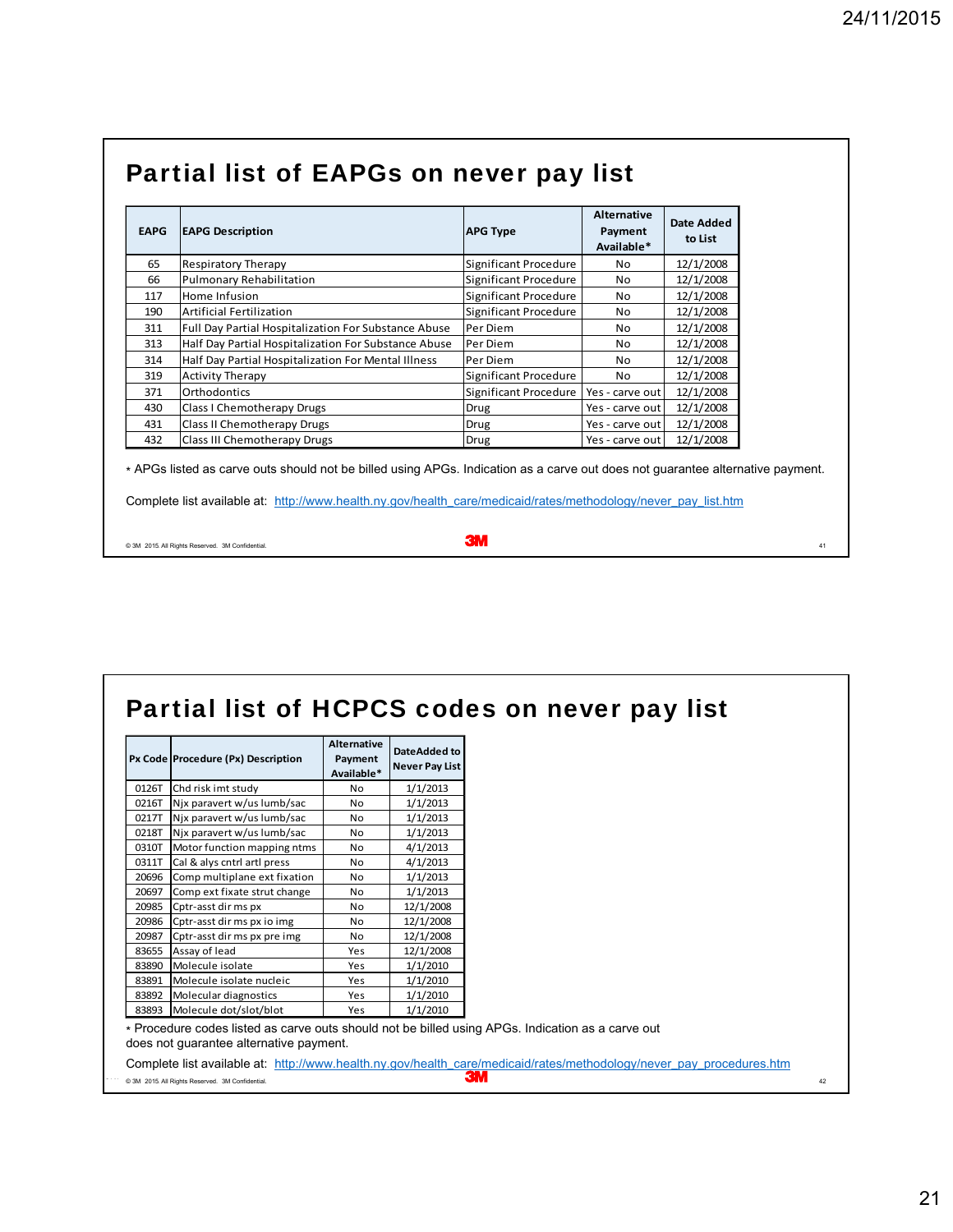## Partial list of EAPGs on never pay list

| EAPG | EAPG Description | APG Type | Alternative Payment Available* | Date Added to List |
|---|---|---|---|---|
| 65 | Respiratory Therapy | Significant Procedure | No | 12/1/2008 |
| 66 | Pulmonary Rehabilitation | Significant Procedure | No | 12/1/2008 |
| 117 | Home Infusion | Significant Procedure | No | 12/1/2008 |
| 190 | Artificial Fertilization | Significant Procedure | No | 12/1/2008 |
| 311 | Full Day Partial Hospitalization For Substance Abuse | Per Diem | No | 12/1/2008 |
| 313 | Half Day Partial Hospitalization For Substance Abuse | Per Diem | No | 12/1/2008 |
| 314 | Half Day Partial Hospitalization For Mental Illness | Per Diem | No | 12/1/2008 |
| 319 | Activity Therapy | Significant Procedure | No | 12/1/2008 |
| 371 | Orthodontics | Significant Procedure | Yes - carve out | 12/1/2008 |
| 430 | Class I Chemotherapy Drugs | Drug | Yes - carve out | 12/1/2008 |
| 431 | Class II Chemotherapy Drugs | Drug | Yes - carve out | 12/1/2008 |
| 432 | Class III Chemotherapy Drugs | Drug | Yes - carve out | 12/1/2008 |

* APGs listed as carve outs should not be billed using APGs. Indication as a carve out does not guarantee alternative payment.

Complete list available at: http://www.health.ny.gov/health_care/medicaid/rates/methodology/never_pay_list.htm

## Partial list of HCPCS codes on never pay list

| Px Code | Procedure (Px) Description | Alternative Payment Available* | DateAdded to Never Pay List |
|---|---|---|---|
| 0126T | Chd risk imt study | No | 1/1/2013 |
| 0216T | Njx paravert w/us lumb/sac | No | 1/1/2013 |
| 0217T | Njx paravert w/us lumb/sac | No | 1/1/2013 |
| 0218T | Njx paravert w/us lumb/sac | No | 1/1/2013 |
| 0310T | Motor function mapping ntms | No | 4/1/2013 |
| 0311T | Cal & alys cntrl artl press | No | 4/1/2013 |
| 20696 | Comp multiplane ext fixation | No | 1/1/2013 |
| 20697 | Comp ext fixate strut change | No | 1/1/2013 |
| 20985 | Cptr-asst dir ms px | No | 12/1/2008 |
| 20986 | Cptr-asst dir ms px io img | No | 12/1/2008 |
| 20987 | Cptr-asst dir ms px pre img | No | 12/1/2008 |
| 83655 | Assay of lead | Yes | 12/1/2008 |
| 83890 | Molecule isolate | Yes | 1/1/2010 |
| 83891 | Molecule isolate nucleic | Yes | 1/1/2010 |
| 83892 | Molecular diagnostics | Yes | 1/1/2010 |
| 83893 | Molecule dot/slot/blot | Yes | 1/1/2010 |

* Procedure codes listed as carve outs should not be billed using APGs. Indication as a carve out does not guarantee alternative payment.

Complete list available at: http://www.health.ny.gov/health_care/medicaid/rates/methodology/never_pay_procedures.htm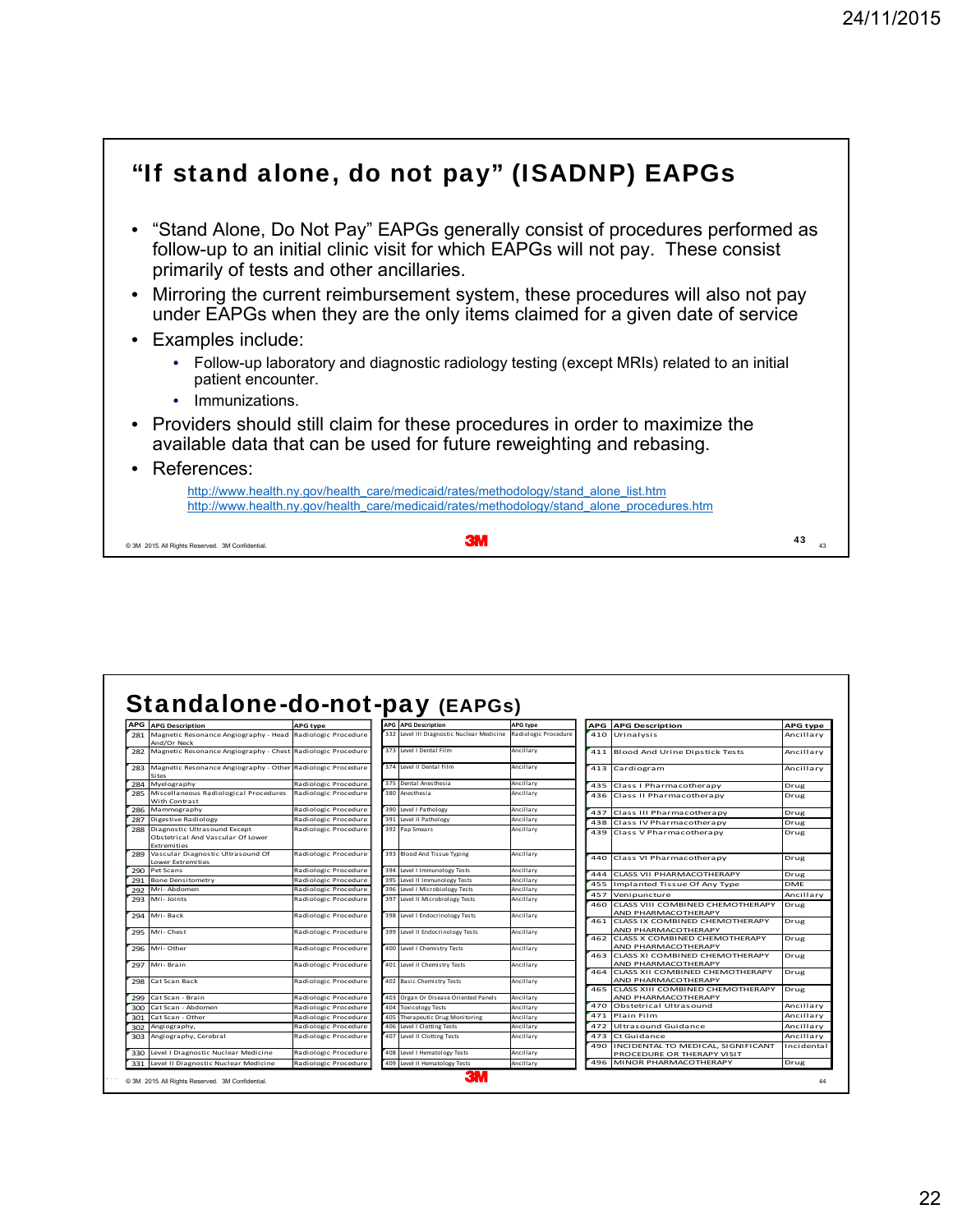## "If stand alone, do not pay" (ISADNP) EAPGs

- "Stand Alone, Do Not Pay" EAPGs generally consist of procedures performed as follow-up to an initial clinic visit for which EAPGs will not pay. These consist primarily of tests and other ancillaries.
- Mirroring the current reimbursement system, these procedures will also not pay under EAPGs when they are the only items claimed for a given date of service
- Examples include:
  - Follow-up laboratory and diagnostic radiology testing (except MRIs) related to an initial patient encounter.
  - Immunizations.
- Providers should still claim for these procedures in order to maximize the available data that can be used for future reweighting and rebasing.
- References:
  - http://www.health.ny.gov/health_care/medicaid/rates/methodology/stand_alone_list.htm
  - http://www.health.ny.gov/health_care/medicaid/rates/methodology/stand_alone_procedures.htm

© 3M 2015. All Rights Reserved. 3M Confidential.

## Standalone-do-not-pay (EAPGs)

| APG | APG Description | APG type |
|---|---|---|
| 281 | Magnetic Resonance Angiography - Head And/Or Neck | Radiologic Procedure |
| 282 | Magnetic Resonance Angiography - Chest | Radiologic Procedure |
| 283 | Magnetic Resonance Angiography - Other Sites | Radiologic Procedure |
| 284 | Myelography | Radiologic Procedure |
| 285 | Miscellaneous Radiological Procedures With Contrast | Radiologic Procedure |
| 286 | Mammography | Radiologic Procedure |
| 287 | Digestive Radiology | Radiologic Procedure |
| 288 | Diagnostic Ultrasound Except Obstetrical And Vascular Of Lower Extremities | Radiologic Procedure |
| 289 | Vascular Diagnostic Ultrasound Of Lower Extremities | Radiologic Procedure |
| 290 | Pet Scans | Radiologic Procedure |
| 291 | Bone Densitometry | Radiologic Procedure |
| 292 | Mri- Abdomen | Radiologic Procedure |
| 293 | Mri- Joints | Radiologic Procedure |
| 294 | Mri- Back | Radiologic Procedure |
| 295 | Mri- Chest | Radiologic Procedure |
| 296 | Mri- Other | Radiologic Procedure |
| 297 | Mri- Brain | Radiologic Procedure |
| 298 | Cat Scan Back | Radiologic Procedure |
| 299 | Cat Scan - Brain | Radiologic Procedure |
| 300 | Cat Scan - Abdomen | Radiologic Procedure |
| 301 | Cat Scan - Other | Radiologic Procedure |
| 302 | Angiography, | Radiologic Procedure |
| 303 | Angiography, Cerebral | Radiologic Procedure |
| 330 | Level I Diagnostic Nuclear Medicine | Radiologic Procedure |
| 331 | Level II Diagnostic Nuclear Medicine | Radiologic Procedure |
| 332 | Level III Diagnostic Nuclear Medicine | Radiologic Procedure |
| 373 | Level I Dental Film | Ancillary |
| 374 | Level II Dental Film | Ancillary |
| 375 | Dental Anesthesia | Ancillary |
| 380 | Anesthesia | Ancillary |
| 390 | Level I Pathology | Ancillary |
| 391 | Level II Pathology | Ancillary |
| 392 | Pap Smears | Ancillary |
| 393 | Blood And Tissue Typing | Ancillary |
| 394 | Level I Immunology Tests | Ancillary |
| 395 | Level II Immunology Tests | Ancillary |
| 396 | Level I Microbiology Tests | Ancillary |
| 397 | Level II Microbiology Tests | Ancillary |
| 398 | Level I Endocrinology Tests | Ancillary |
| 399 | Level II Endocrinology Tests | Ancillary |
| 400 | Level I Chemistry Tests | Ancillary |
| 401 | Level II Chemistry Tests | Ancillary |
| 402 | Basic Chemistry Tests | Ancillary |
| 403 | Organ Or Disease Oriented Panels | Ancillary |
| 404 | Toxicology Tests | Ancillary |
| 405 | Therapeutic Drug Monitoring | Ancillary |
| 406 | Level I Clotting Tests | Ancillary |
| 407 | Level II Clotting Tests | Ancillary |
| 408 | Level I Hematology Tests | Ancillary |
| 409 | Level II Hematology Tests | Ancillary |
| 410 | Urinalysis | Ancillary |
| 411 | Blood And Urine Dipstick Tests | Ancillary |
| 413 | Cardiogram | Ancillary |
| 435 | Class I Pharmacotherapy | Drug |
| 436 | Class II Pharmacotherapy | Drug |
| 437 | Class III Pharmacotherapy | Drug |
| 438 | Class IV Pharmacotherapy | Drug |
| 439 | Class V Pharmacotherapy | Drug |
| 440 | Class VI Pharmacotherapy | Drug |
| 444 | CLASS VII PHARMACOTHERAPY | Drug |
| 455 | Implanted Tissue Of Any Type | DME |
| 457 | Venipuncture | Ancillary |
| 460 | CLASS VIII COMBINED CHEMOTHERAPY AND PHARMACOTHERAPY | Drug |
| 461 | CLASS IX COMBINED CHEMOTHERAPY AND PHARMACOTHERAPY | Drug |
| 462 | CLASS X COMBINED CHEMOTHERAPY AND PHARMACOTHERAPY | Drug |
| 463 | CLASS XI COMBINED CHEMOTHERAPY AND PHARMACOTHERAPY | Drug |
| 464 | CLASS XII COMBINED CHEMOTHERAPY AND PHARMACOTHERAPY | Drug |
| 465 | CLASS XIII COMBINED CHEMOTHERAPY AND PHARMACOTHERAPY | Drug |
| 470 | Obstetrical Ultrasound | Ancillary |
| 471 | Plain Film | Ancillary |
| 472 | Ultrasound Guidance | Ancillary |
| 473 | Ct Guidance | Ancillary |
| 490 | INCIDENTAL TO MEDICAL, SIGNIFICANT PROCEDURE OR THERAPY VISIT | Incidental |
| 496 | MINOR PHARMACOTHERAPY | Drug |

© 3M 2015. All Rights Reserved. 3M Confidential.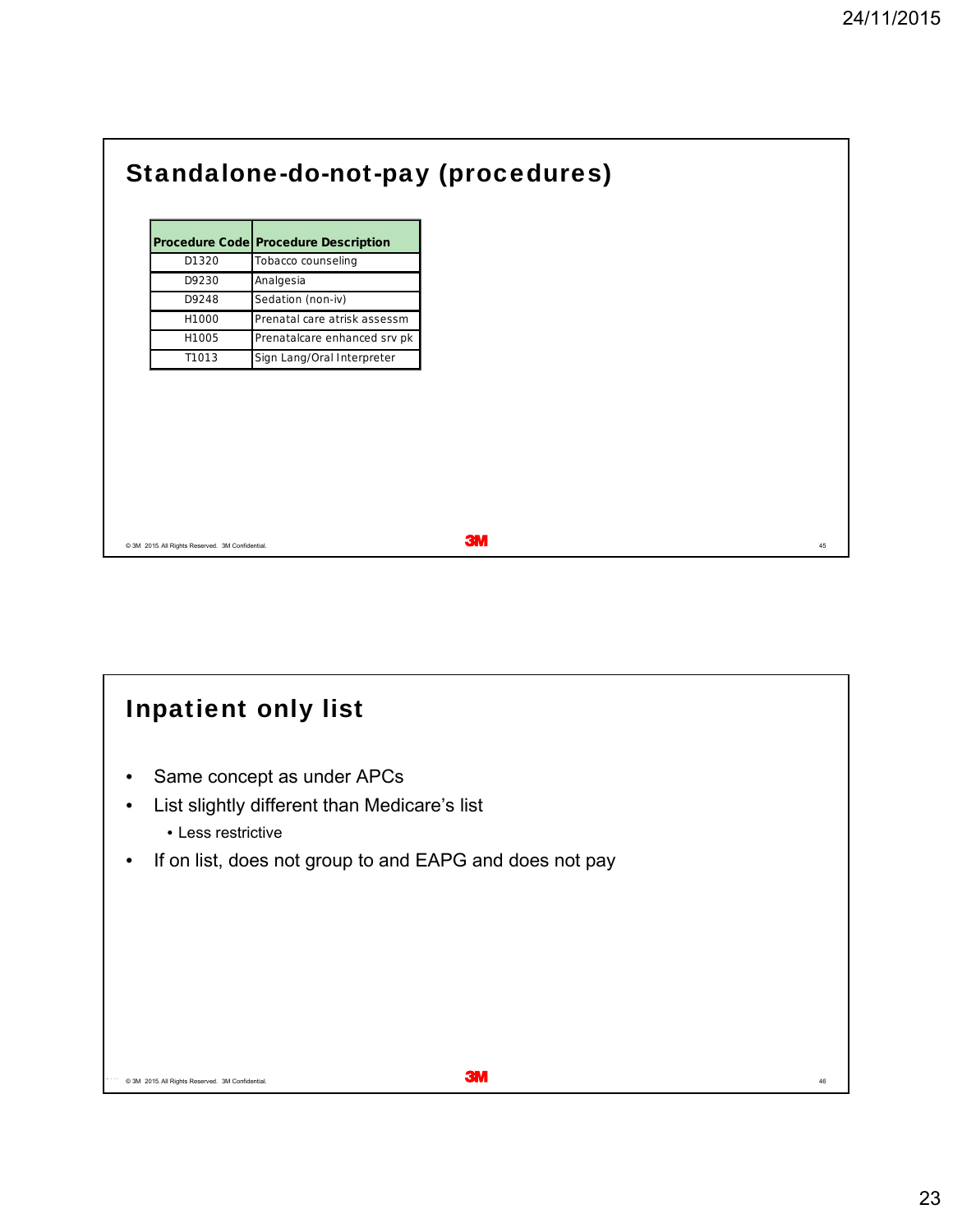## Standalone-do-not-pay (procedures)

| Procedure Code | Procedure Description |
|---|---|
| D1320 | Tobacco counseling |
| D9230 | Analgesia |
| D9248 | Sedation (non-iv) |
| H1000 | Prenatal care atrisk assessm |
| H1005 | Prenatalcare enhanced srv pk |
| T1013 | Sign Lang/Oral Interpreter |

## Inpatient only list

- Same concept as under APCs
- List slightly different than Medicare's list
  - Less restrictive
- If on list, does not group to and EAPG and does not pay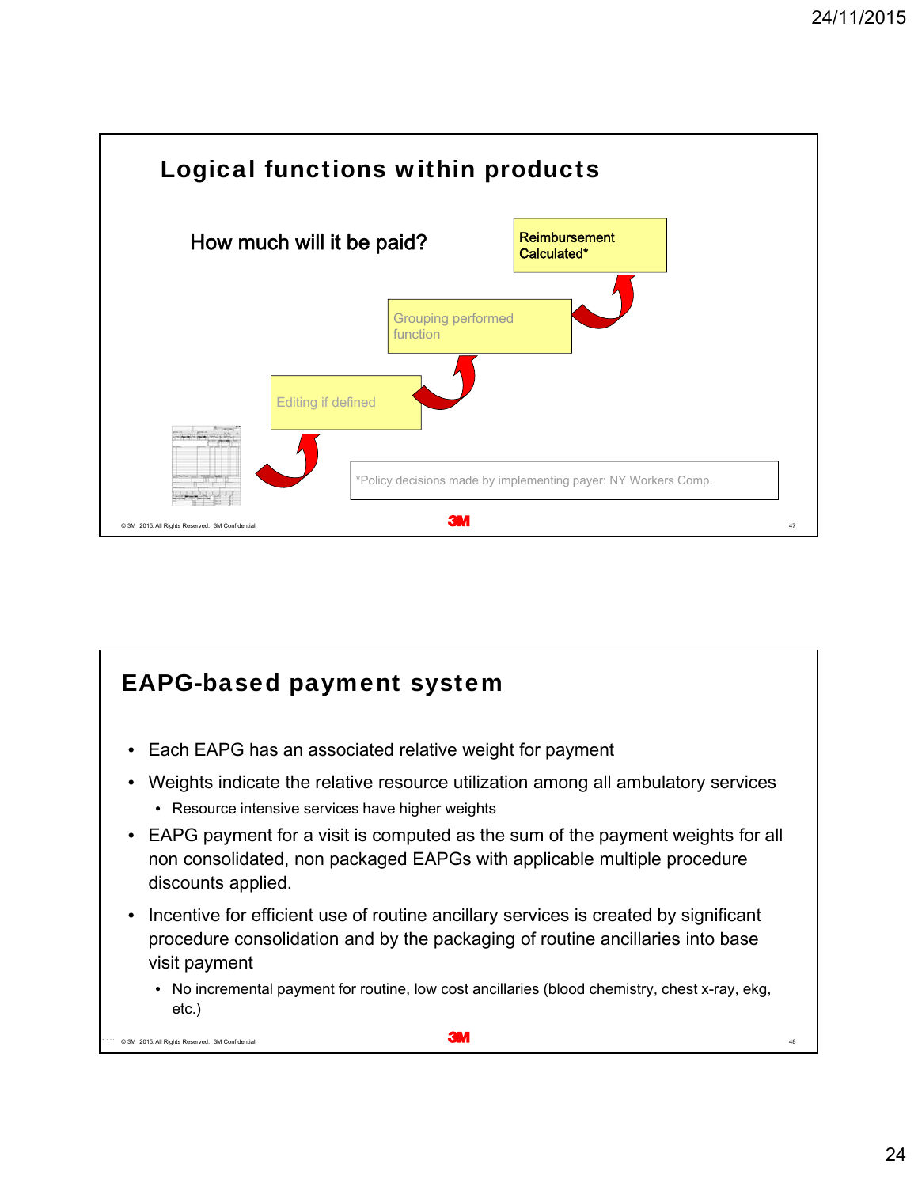## Logical functions within products

How much will it be paid?

Reimbursement Calculated*

Grouping performed function

Editing if defined

*Policy decisions made by implementing payer: NY Workers Comp.

## EAPG-based payment system

- Each EAPG has an associated relative weight for payment
- Weights indicate the relative resource utilization among all ambulatory services
  - Resource intensive services have higher weights
- EAPG payment for a visit is computed as the sum of the payment weights for all non consolidated, non packaged EAPGs with applicable multiple procedure discounts applied.
- Incentive for efficient use of routine ancillary services is created by significant procedure consolidation and by the packaging of routine ancillaries into base visit payment
  - No incremental payment for routine, low cost ancillaries (blood chemistry, chest x-ray, ekg, etc.)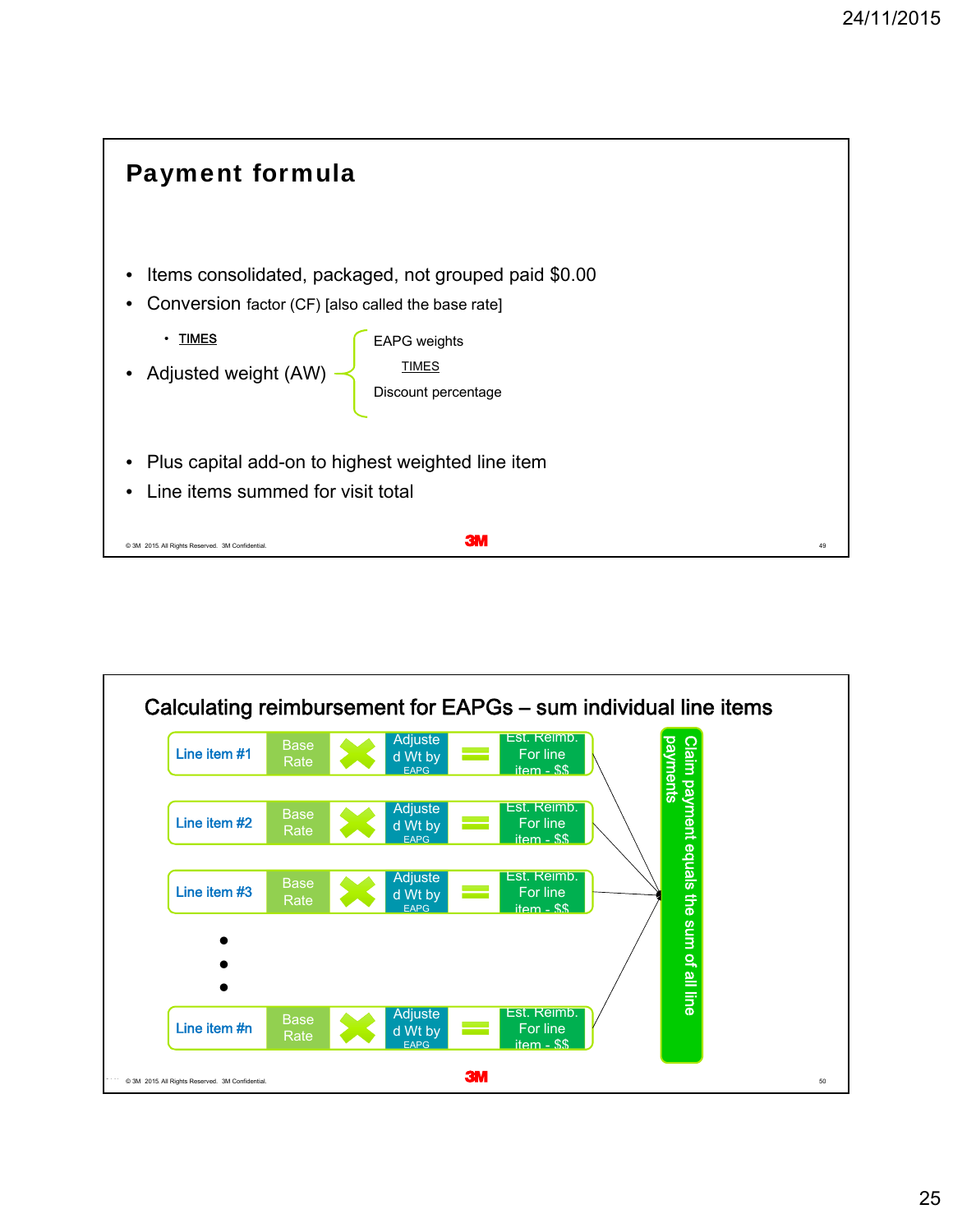## Payment formula

- Items consolidated, packaged, not grouped paid $0.00
- Conversion factor (CF) [also called the base rate]
  - TIMES
- Adjusted weight (AW) — EAPG weights TIMES Discount percentage
- Plus capital add-on to highest weighted line item
- Line items summed for visit total

## Calculating reimbursement for EAPGs – sum individual line items

| | | | | | |
|---|---|---|---|---|---|
| Line item #1 | Base Rate | × | Adjusted Wt by EAPG | = | Est. Reimb. For line item - $$ |
| Line item #2 | Base Rate | × | Adjusted Wt by EAPG | = | Est. Reimb. For line item - $$ |
| Line item #3 | Base Rate | × | Adjusted Wt by EAPG | = | Est. Reimb. For line item - $$ |
| • • • | | | | | |
| Line item #n | Base Rate | × | Adjusted Wt by EAPG | = | Est. Reimb. For line item - $$ |

Claim payment equals the sum of all line payments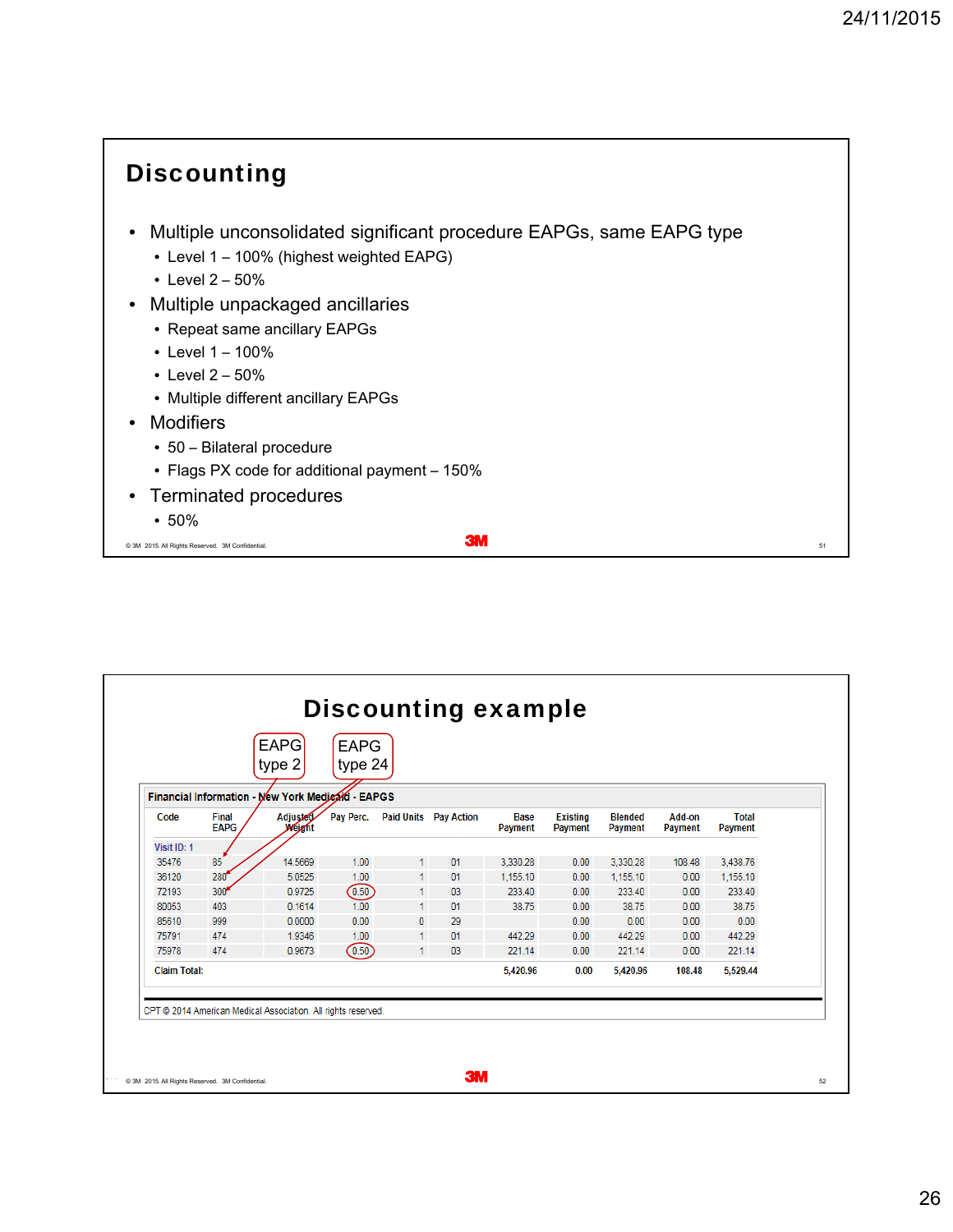## Discounting

- Multiple unconsolidated significant procedure EAPGs, same EAPG type
  - Level 1 – 100% (highest weighted EAPG)
  - Level 2 – 50%
- Multiple unpackaged ancillaries
  - Repeat same ancillary EAPGs
  - Level 1 – 100%
  - Level 2 – 50%
  - Multiple different ancillary EAPGs
- Modifiers
  - 50 – Bilateral procedure
  - Flags PX code for additional payment – 150%
- Terminated procedures
  - 50%

© 3M 2015. All Rights Reserved. 3M Confidential.

## Discounting example

EAPG type 2 | EAPG type 24

**Financial Information - New York Medicaid - EAPGS**

| Code | Final EAPG | Adjusted Weight | Pay Perc. | Paid Units | Pay Action | Base Payment | Existing Payment | Blended Payment | Add-on Payment | Total Payment |
|---|---|---|---|---|---|---|---|---|---|---|
| Visit ID: 1 | | | | | | | | | | |
| 35476 | 85 | 14.5669 | 1.00 | 1 | 01 | 3,330.28 | 0.00 | 3,330.28 | 108.48 | 3,438.76 |
| 36120 | 280 | 5.0525 | 1.00 | 1 | 01 | 1,155.10 | 0.00 | 1,155.10 | 0.00 | 1,155.10 |
| 72193 | 300 | 0.9725 | 0.50 | 1 | 03 | 233.40 | 0.00 | 233.40 | 0.00 | 233.40 |
| 80053 | 403 | 0.1614 | 1.00 | 1 | 01 | 38.75 | 0.00 | 38.75 | 0.00 | 38.75 |
| 85610 | 999 | 0.0000 | 0.00 | 0 | 29 | | 0.00 | 0.00 | 0.00 | 0.00 |
| 75791 | 474 | 1.9346 | 1.00 | 1 | 01 | 442.29 | 0.00 | 442.29 | 0.00 | 442.29 |
| 75978 | 474 | 0.9673 | 0.50 | 1 | 03 | 221.14 | 0.00 | 221.14 | 0.00 | 221.14 |
| Claim Total: | | | | | | 5,420.96 | 0.00 | 5,420.96 | 108.48 | 5,529.44 |

CPT © 2014 American Medical Association. All rights reserved.

© 3M 2015. All Rights Reserved. 3M Confidential.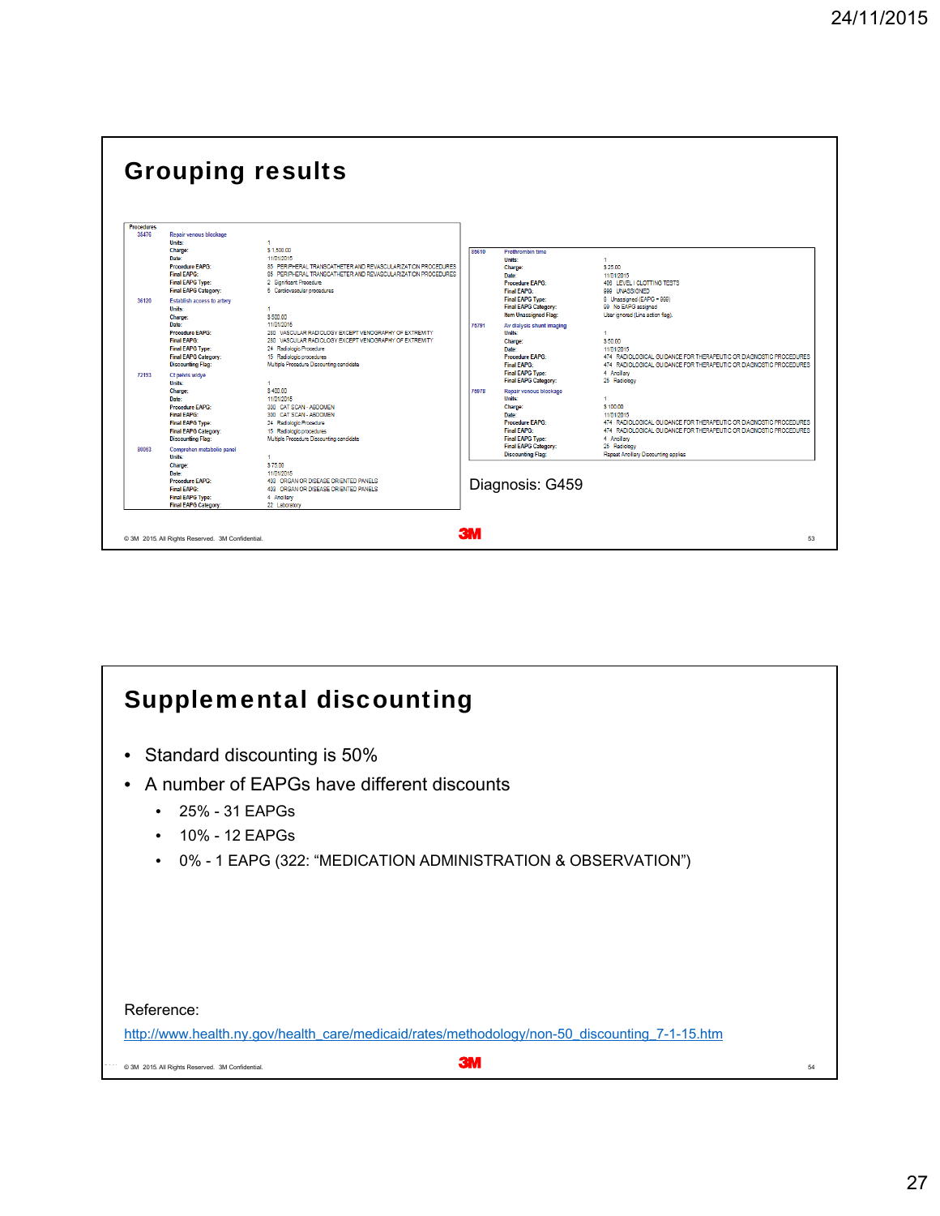## Grouping results

**Procedures**

| Code | Field | Value |
|---|---|---|
| 35476 | Repair venous blockage | |
| | Units: | 1 |
| | Charge: | $ 1,500.00 |
| | Date: | 11/01/2015 |
| | Procedure EAPG: | 80 PERIPHERAL TRANSCATHETER AND REVASCULARIZATION PROCEDURES |
| | Final EAPG: | 80 PERIPHERAL TRANSCATHETER AND REVASCULARIZATION PROCEDURES |
| | Final EAPG Type: | 2 Significant Procedure |
| | Final EAPG Category: | 5 Cardiovascular procedures |
| 36120 | Establish access to artery | |
| | Units: | 1 |
| | Charge: | $ 500.00 |
| | Date: | 11/01/2015 |
| | Procedure EAPG: | 280 VASCULAR RADIOLOGY EXCEPT VENOGRAPHY OF EXTREMITY |
| | Final EAPG: | 280 VASCULAR RADIOLOGY EXCEPT VENOGRAPHY OF EXTREMITY |
| | Final EAPG Type: | 24 Radiologic Procedure |
| | Final EAPG Category: | 15 Radiologic procedures |
| | Discounting Flag: | Multiple Procedure Discounting candidate |
| 72193 | Ct pelvis w/dye | |
| | Units: | 1 |
| | Charge: | $ 400.00 |
| | Date: | 11/01/2015 |
| | Procedure EAPG: | 300 CAT SCAN - ABDOMEN |
| | Final EAPG: | 300 CAT SCAN - ABDOMEN |
| | Final EAPG Type: | 24 Radiologic Procedure |
| | Final EAPG Category: | 15 Radiologic procedures |
| | Discounting Flag: | Multiple Procedure Discounting candidate |
| 80053 | Comprehen metabolic panel | |
| | Units: | 1 |
| | Charge: | $ 75.00 |
| | Date: | 11/01/2015 |
| | Procedure EAPG: | 403 ORGAN OR DISEASE ORIENTED PANELS |
| | Final EAPG: | 403 ORGAN OR DISEASE ORIENTED PANELS |
| | Final EAPG Type: | 4 Ancillary |
| | Final EAPG Category: | 22 Laboratory |
| 85610 | Prothrombin time | |
| | Units: | 1 |
| | Charge: | $ 25.00 |
| | Date: | 11/01/2015 |
| | Procedure EAPG: | 408 LEVEL I CLOTTING TESTS |
| | Final EAPG: | 999 UNASSIGNED |
| | Final EAPG Type: | 8 Unassigned (EAPG = 999) |
| | Final EAPG Category: | 00 No EAPG assigned |
| | Item Unassigned Flag: | User ignored (Line action flag). |
| 75791 | Av dialysis shunt imaging | |
| | Units: | 1 |
| | Charge: | $ 50.00 |
| | Date: | 11/01/2015 |
| | Procedure EAPG: | 474 RADIOLOGICAL GUIDANCE FOR THERAPEUTIC OR DIAGNOSTIC PROCEDURES |
| | Final EAPG: | 474 RADIOLOGICAL GUIDANCE FOR THERAPEUTIC OR DIAGNOSTIC PROCEDURES |
| | Final EAPG Type: | 4 Ancillary |
| | Final EAPG Category: | 25 Radiology |
| 75978 | Repair venous blockage | |
| | Units: | 1 |
| | Charge: | $ 100.00 |
| | Date: | 11/01/2015 |
| | Procedure EAPG: | 474 RADIOLOGICAL GUIDANCE FOR THERAPEUTIC OR DIAGNOSTIC PROCEDURES |
| | Final EAPG: | 474 RADIOLOGICAL GUIDANCE FOR THERAPEUTIC OR DIAGNOSTIC PROCEDURES |
| | Final EAPG Type: | 4 Ancillary |
| | Final EAPG Category: | 25 Radiology |
| | Discounting Flag: | Repeat Ancillary Discounting applies |

Diagnosis: G459

© 3M 2015. All Rights Reserved. 3M Confidential.

## Supplemental discounting

- Standard discounting is 50%
- A number of EAPGs have different discounts
  - 25% - 31 EAPGs
  - 10% - 12 EAPGs
  - 0% - 1 EAPG (322: "MEDICATION ADMINISTRATION & OBSERVATION")

Reference:
http://www.health.ny.gov/health_care/medicaid/rates/methodology/non-50_discounting_7-1-15.htm

© 3M 2015. All Rights Reserved. 3M Confidential.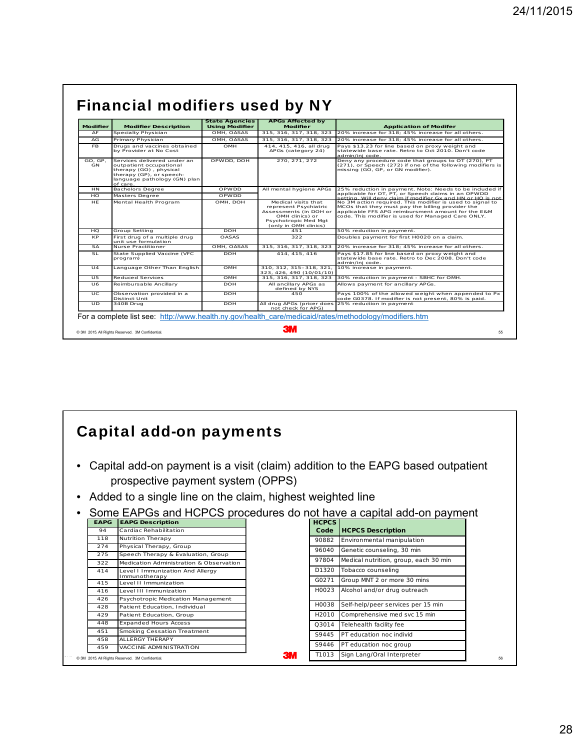## Financial modifiers used by NY

| Modifier | Modifier Description | State Agencies Using Modifier | APGs Affected by Modifier | Application of Modifer |
|---|---|---|---|---|
| AF | Specialty Physician | OMH, OASAS | 315, 316, 317, 318, 323 | 20% increase for 318; 45% increase for all others. |
| AG | Primary Physician | OMH, OASAS | 315, 316, 317, 318, 323 | 20% increase for 318; 45% increase for all others. |
| FB | Drugs and vaccines obtained by Provider at No Cost | OMH | 414, 415, 416, all drug APGs (category 24) | Pays $13.23 for line based on proxy weight and statewide base rate. Retro to Oct 2010. Don't code admin/inj code. |
| GO, GP, GN | Services delivered under an outpatient occupational therapy (GO) , physical therapy (GP), or speech-language pathology (GN) plan of care. | OPWDD, DOH | 270, 271, 272 | Deny any procedure code that groups to OT (270), PT (271), or Speech (272) if one of the following modifiers is missing (GO, GP, or GN modifier). |
| HN | Bachelors Degree | OPWDD | All mental hygiene APGs | 25% reduction in payment. Note: Needs to be included if applicable for OT, PT, or Speech claims in an OPWDD setting. Will deny claim if modifier Gx and HN or HO is not |
| HO | Masters Degree | OPWDD | | |
| HE | Mental Health Program | OMH, DOH | Medical visits that represent Psychiatric Assessments (in DOH or OMH clinics) or Psychotropic Med Mgt (only in OMH clinics) | No 3M action required. This modifier is used to signal to MCOs that they must pay the billing provider the applicable FFS APG reimbursment amount for the E&M code. This modifier is used for Managed Care ONLY. |
| HQ | Group Setting | DOH | 451 | 50% reduction in payment. |
| KP | First drug of a multiple drug unit use formulation | OASAS | 322 | Doubles payment for first H0020 on a claim. |
| SA | Nurse Practitioner | OMH, OASAS | 315, 316, 317, 318, 323 | 20% increase for 318; 45% increase for all others. |
| SL | State Supplied Vaccine (VFC program) | DOH | 414, 415, 416 | Pays $17.85 for line based on proxy weight and statewide base rate. Retro to Dec 2008. Don't code admin/inj code. |
| U4 | Language Other Than English | OMH | 310, 312, 315–318, 321, 323, 426, 490 (10/01/10) | 10% increase in payment. |
| U5 | Reduced Services | OMH | 315, 316, 317, 318, 323 | 30% reduction in payment - SBHC for OMH. |
| U6 | Reimbursable Ancillary | DOH | All ancillary APGs as defined by NYS | Allows payment for ancillary APGs. |
| UC | Observation provided in a Distinct Unit | DOH | 450 | Pays 100% of the allowed weight when appended to Px code G0378. If modifier is not present, 80% is paid. |
| UD | 340B Drug | DOH | All drug APGs (pricer does not check for APG) | 25% reduction in payment |

For a complete list see: http://www.health.ny.gov/health_care/medicaid/rates/methodology/modifiers.htm

## Capital add-on payments

- Capital add-on payment is a visit (claim) addition to the EAPG based outpatient prospective payment system (OPPS)
- Added to a single line on the claim, highest weighted line
- Some EAPGs and HCPCS procedures do not have a capital add-on payment

| EAPG | EAPG Description |
|---|---|
| 94 | Cardiac Rehabilitation |
| 118 | Nutrition Therapy |
| 274 | Physical Therapy, Group |
| 275 | Speech Therapy & Evaluation, Group |
| 322 | Medication Administration & Observation |
| 414 | Level I Immunization And Allergy Immunotherapy |
| 415 | Level II Immunization |
| 416 | Level III Immunization |
| 426 | Psychotropic Medication Management |
| 428 | Patient Education, Individual |
| 429 | Patient Education, Group |
| 448 | Expanded Hours Access |
| 451 | Smoking Cessation Treatment |
| 458 | ALLERGY THERAPY |
| 459 | VACCINE ADMINISTRATION |

| HCPCS Code | HCPCS Description |
|---|---|
| 90882 | Environmental manipulation |
| 96040 | Genetic counseling, 30 min |
| 97804 | Medical nutrition, group, each 30 min |
| D1320 | Tobacco counseling |
| G0271 | Group MNT 2 or more 30 mins |
| H0023 | Alcohol and/or drug outreach |
| H0038 | Self-help/peer services per 15 min |
| H2010 | Comprehensive med svc 15 min |
| Q3014 | Telehealth facility fee |
| S9445 | PT education noc individ |
| S9446 | PT education noc group |
| T1013 | Sign Lang/Oral Interpreter |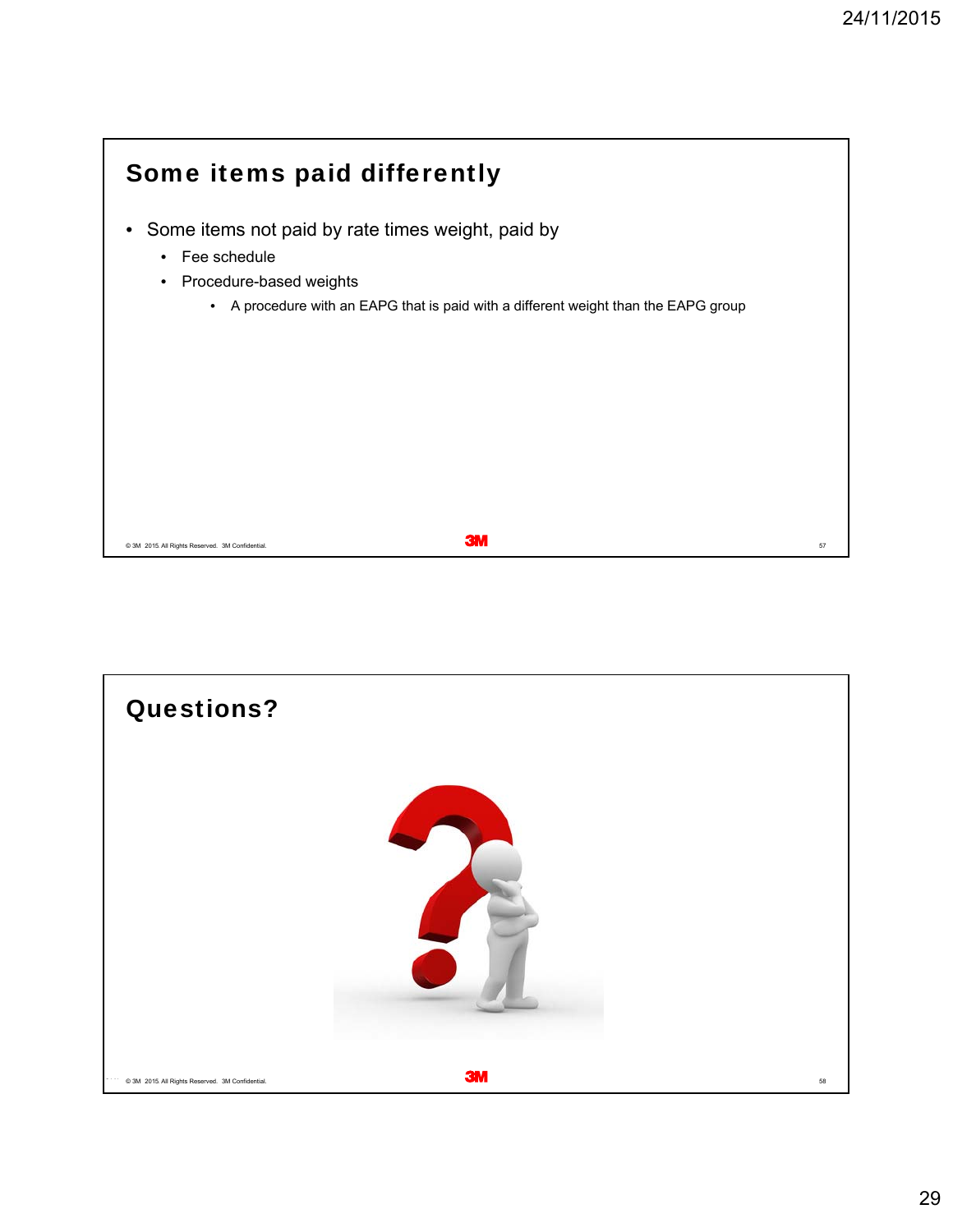## Some items paid differently

- Some items not paid by rate times weight, paid by
  - Fee schedule
  - Procedure-based weights
    - A procedure with an EAPG that is paid with a different weight than the EAPG group

## Questions?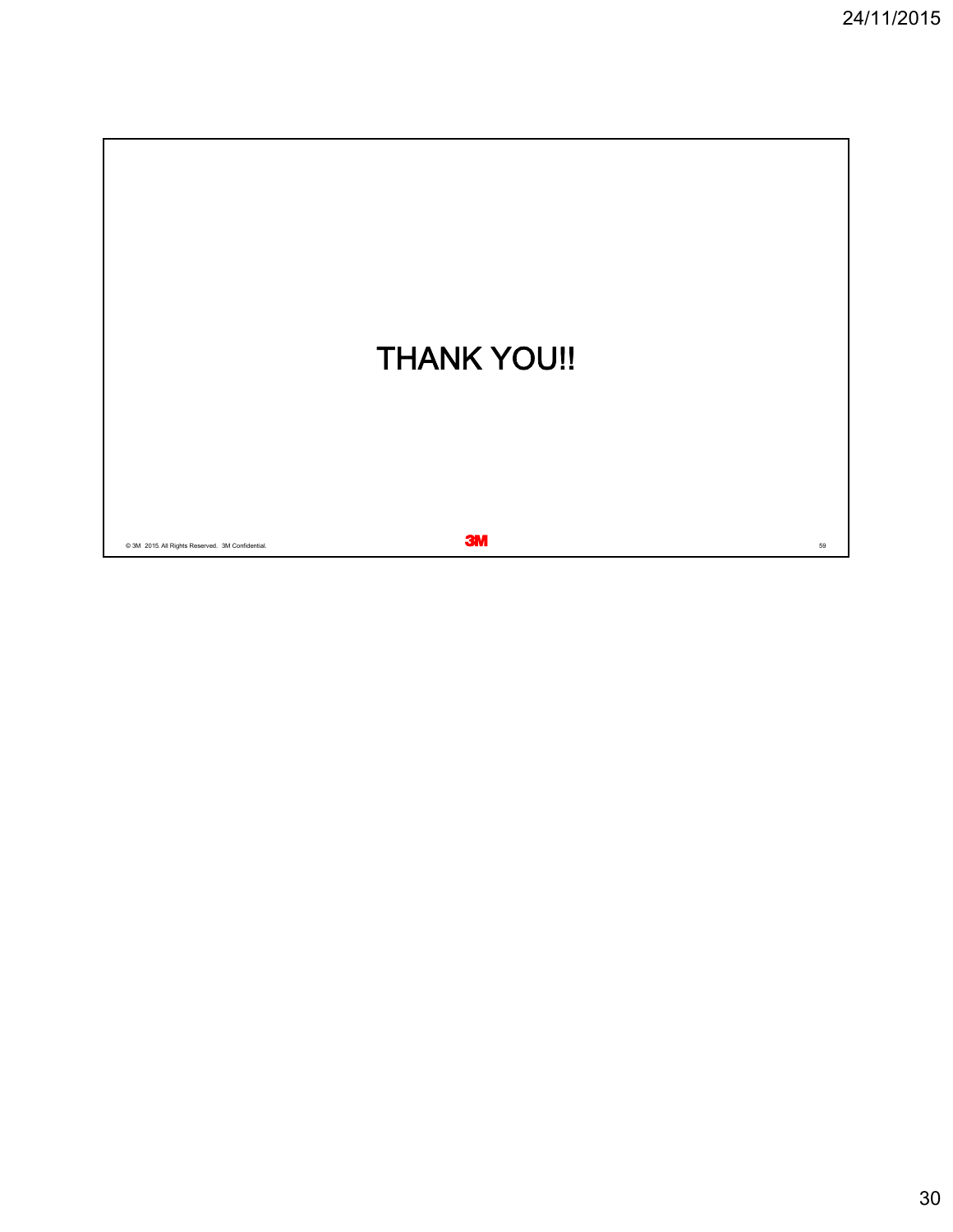# THANK YOU!!

© 3M 2015. All Rights Reserved. 3M Confidential.